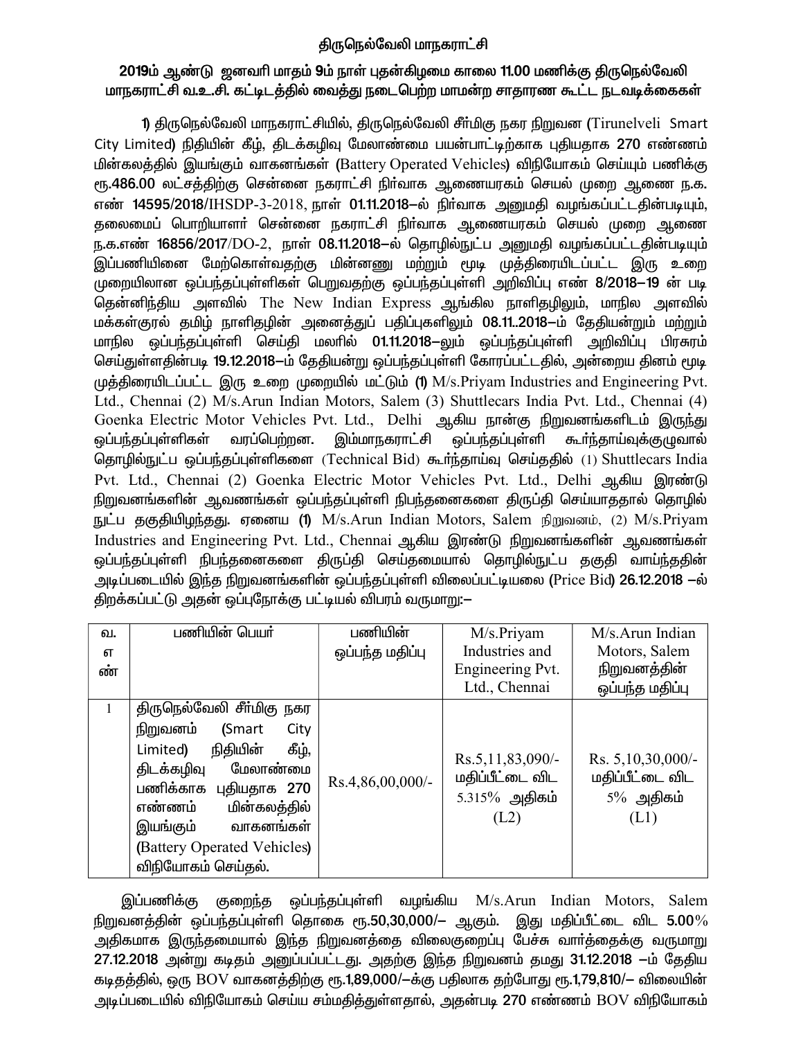## திருநெல்வேலி மாநகராட்சி

**2019ம் ஆண்டு ஜனவரி மாதம் 9ம் நாள் புதன்கிழமை காலை 11.00 மணிக்கு திருநெல்வேலி மாநகராட்சி வ.உ.சி. கட்டிடத்தில் வைத்து நடைபெற்ற மாமன்ற சாதாரண கூட்ட நடவடிக்கைகள்**

**1)** திருநெல்வேலி மாநகராட்சியில், திருநெல்வேலி சீர்மிகு நகர நிறுவன (Tirunelveli Smart City Limited) நிதியின் கீழ், திடக்கழிவு மேலாண்மை பயன்பாட்டிற்காக புதியதாக **270** எண்ணம் மின்கலத்தில் இயங்கும் வாகனங்கள் (Battery Operated Vehicles) விநியோகம் செய்யும் பணிக்கு **ரூ.486.00** லட்சத்திற்கு சென்னை நகராட்சி நிர்வாக ஆணையரகம் செயல் முறை ஆணை ந.க. எண் **14595/2018**/IHSDP-3-2018, நாள் **01.11.2018**–ல் நிர்வாக அனுமதி வழங்கப்பட்டதின்படியும், தலைமைப் பொறியாளர் சென்னை நகராட்சி நிர்வாக ஆணையரகம் செயல் முறை ஆணை ந.க.எண் **16856/2017**/DO-2, நாள் **08.11.2018**–ல் தொழில்நுட்ப அனுமதி வழங்கப்பட்டதின்படியும் இப்பணியினை மேற்கொள்வதற்கு மின்னணு மற்றும் மூடி முத்திரையிடப்பட்ட இரு உறை முறையிலான ஒப்பந்தப்புள்ளிகள் பெறுவதற்கு ஒப்பந்தப்புள்ளி அறிவிப்பு எண் **8/2018–19** ன் படி தென்னிந்திய அளவில் The New Indian Express ஆங்கில நாளிதழிலும், மாநில அளவில் மக்கள்குரல் தமிழ் நாளிதழின் அனைத்துப் பதிப்புகளிலும் **08.11..2018**–ம் தேதியன்றும் மற்றும் மாநில ஒப்பந்தப்புள்ளி செய்தி மலரில் **01.11.2018**–லும் ஒப்பந்தப்புள்ளி அறிவிப்பு பிரசுரம் செய்துள்ளதின்படி **19.12.2018**–ம் தேதியன்று ஒப்பந்தப்புள்ளி கோரப்பட்டதில், அன்றைய தினம் மூடி முத்திரையிடப்பட்ட இரு உறை முறையில் மட்டும் **(1)** M/s.Priyam Industries and Engineering Pvt. Ltd., Chennai (2) M/s.Arun Indian Motors, Salem (3) Shuttlecars India Pvt. Ltd., Chennai (4) Goenka Electric Motor Vehicles Pvt. Ltd., Delhi ஆகிய நான்கு நிறுவனங்களிடம் இருந்து ஒப்பந்தப்புள்ளிகள் வரப்பெற்றன. இம்மாநகராட்சி ஒப்பந்தப்புள்ளி கூர்ந்தாய்வுக்குழுவால் தொழில்நுட்ப ஒப்பந்தப்புள்ளிகளை (Technical Bid) கூர்ந்தாய்வு செய்ததில் (1) Shuttlecars India Pvt. Ltd., Chennai (2) Goenka Electric Motor Vehicles Pvt. Ltd., Delhi ஆகிய இரண்டு நிறுவனங்களின் ஆவணங்கள் ஒப்பந்தப்புள்ளி நிபந்தனைகளை திருப்தி செய்யாததால் தொழில் நுட்ப தகுதியிழந்தது. ஏனைய **(1)** M/s.Arun Indian Motors, Salem நிறுவனம், (2) M/s.Priyam Industries and Engineering Pvt. Ltd., Chennai ஆகிய இரண்டு நிறுவனங்களின் ஆவணங்கள் ஒப்பந்தப்புள்ளி நிபந்தனைகளை திருப்தி செய்தமையால் தொழில்நுட்ப தகுதி வாய்ந்ததின் அடிப்படையில் இந்த நிறுவனங்களின் ஒப்பந்தப்புள்ளி விலைப்பட்டியலை (Price Bid) **26.12.2018** –ல் திறக்கப்பட்டு அதன் ஒப்புநோக்கு பட்டியல் விபரம் வருமாறு:–

| வ. எண் | பணியின் பெயர் | பணியின் ஒப்பந்த மதிப்பு | M/s.Priyam Industries and Engineering Pvt. Ltd., Chennai | M/s.Arun Indian Motors, Salem நிறுவனத்தின் ஒப்பந்த மதிப்பு |
|---|---|---|---|---|
| 1 | திருநெல்வேலி சீர்மிகு நகர நிறுவனம் (Smart City Limited) நிதியின் கீழ், திடக்கழிவு மேலாண்மை பணிக்காக புதியதாக 270 எண்ணம் மின்கலத்தில் இயங்கும் வாகனங்கள் (Battery Operated Vehicles) விநியோகம் செய்தல். | Rs.4,86,00,000/- | Rs.5,11,83,090/- மதிப்பீட்டை விட 5.315% அதிகம் (L2) | Rs. 5,10,30,000/- மதிப்பீட்டை விட 5% அதிகம் (L1) |

இப்பணிக்கு குறைந்த ஒப்பந்தப்புள்ளி வழங்கிய M/s.Arun Indian Motors, Salem நிறுவனத்தின் ஒப்பந்தப்புள்ளி தொகை **ரூ.50,30,000/–** ஆகும். இது மதிப்பீட்டை விட **5.00**% அதிகமாக இருந்தமையால் இந்த நிறுவனத்தை விலைகுறைப்பு பேச்சு வார்த்தைக்கு வருமாறு **27.12.2018** அன்று கடிதம் அனுப்பப்பட்டது. அதற்கு இந்த நிறுவனம் தமது **31.12.2018** –ம் தேதிய கடிதத்தில், ஒரு BOV வாகனத்திற்கு **ரூ.1,89,000/**–க்கு பதிலாக தற்போது **ரூ.1,79,810/**– விலையின் அடிப்படையில் விநியோகம் செய்ய சம்மதித்துள்ளதால், அதன்படி **270** எண்ணம் BOV விநியோகம்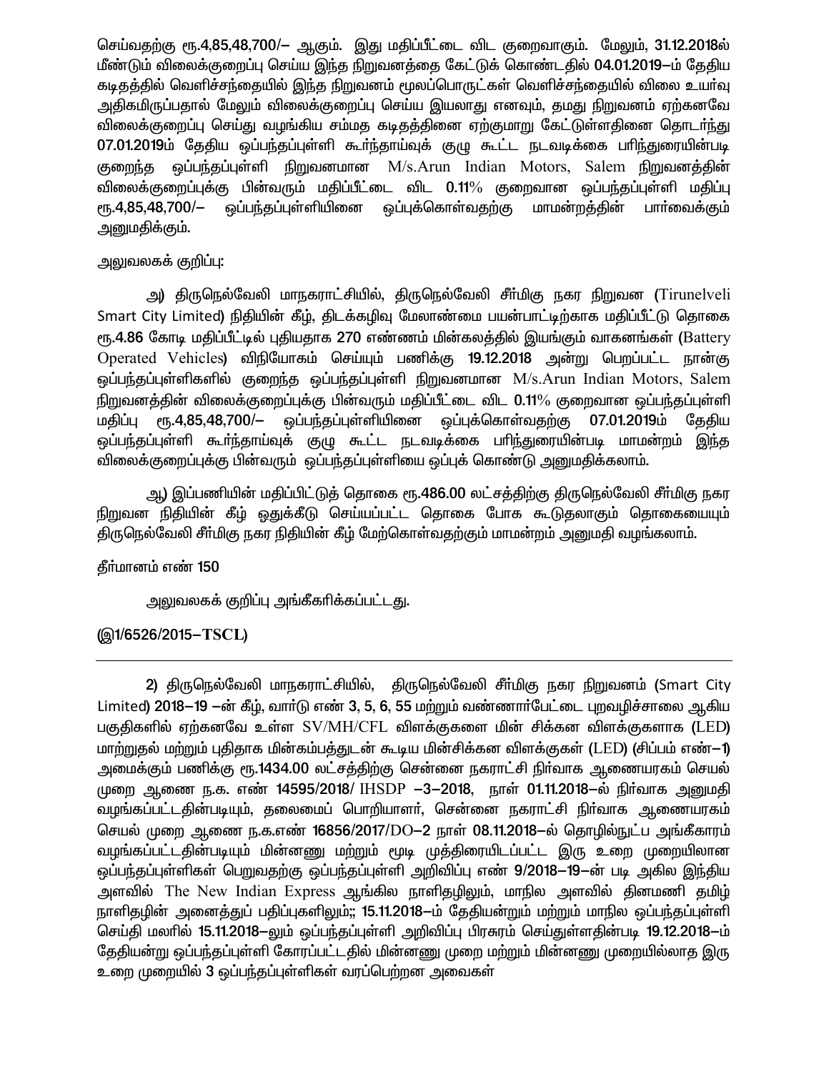செய்வதற்கு ரூ.4,85,48,700/– ஆகும். இது மதிப்பீட்டை விட குறைவாகும். மேலும், 31.12.2018ல் மீண்டும் விலைக்குறைப்பு செய்ய இந்த நிறுவனத்தை கேட்டுக் கொண்டதில் 04.01.2019–ம் தேதிய கடிதத்தில் வெளிச்சந்தையில் இந்த நிறுவனம் மூலப்பொருட்கள் வெளிச்சந்தையில் விலை உயர்வு அதிகமிருப்பதால் மேலும் விலைக்குறைப்பு செய்ய இயலாது எனவும், தமது நிறுவனம் ஏற்கனவே விலைக்குறைப்பு செய்து வழங்கிய சம்மத கடிதத்தினை ஏற்குமாறு கேட்டுள்ளதினை தொடர்ந்து 07.01.2019ம் தேதிய ஒப்பந்தப்புள்ளி கூர்ந்தாய்வுக் குழு கூட்ட நடவடிக்கை பரிந்துரையின்படி குறைந்த ஒப்பந்தப்புள்ளி நிறுவனமான M/s.Arun Indian Motors, Salem நிறுவனத்தின் விலைக்குறைப்புக்கு பின்வரும் மதிப்பீட்டை விட 0.11% குறைவான ஒப்பந்தப்புள்ளி மதிப்பு ரூ.4,85,48,700/– ஒப்பந்தப்புள்ளியினை ஒப்புக்கொள்வதற்கு மாமன்றத்தின் பார்வைக்கும் அனுமதிக்கும்.

அலுவலகக் குறிப்பு:

அ) திருநெல்வேலி மாநகராட்சியில், திருநெல்வேலி சீர்மிகு நகர நிறுவன (Tirunelveli Smart City Limited) நிதியின் கீழ், திடக்கழிவு மேலாண்மை பயன்பாட்டிற்காக மதிப்பீட்டு தொகை ரூ.4.86 கோடி மதிப்பீட்டில் புதியதாக 270 எண்ணம் மின்கலத்தில் இயங்கும் வாகனங்கள் (Battery Operated Vehicles) விநியோகம் செய்யும் பணிக்கு 19.12.2018 அன்று பெறப்பட்ட நான்கு ஒப்பந்தப்புள்ளிகளில் குறைந்த ஒப்பந்தப்புள்ளி நிறுவனமான M/s.Arun Indian Motors, Salem நிறுவனத்தின் விலைக்குறைப்புக்கு பின்வரும் மதிப்பீட்டை விட 0.11% குறைவான ஒப்பந்தப்புள்ளி மதிப்பு ரூ.4,85,48,700/– ஒப்பந்தப்புள்ளியினை ஒப்புக்கொள்வதற்கு 07.01.2019ம் தேதிய ஒப்பந்தப்புள்ளி கூர்ந்தாய்வுக் குழு கூட்ட நடவடிக்கை பரிந்துரையின்படி மாமன்றம் இந்த விலைக்குறைப்புக்கு பின்வரும் ஒப்பந்தப்புள்ளியை ஒப்புக் கொண்டு அனுமதிக்கலாம்.

ஆ) இப்பணியின் மதிப்பிட்டுத் தொகை ரூ.486.00 லட்சத்திற்கு திருநெல்வேலி சீர்மிகு நகர நிறுவன நிதியின் கீழ் ஒதுக்கீடு செய்யப்பட்ட தொகை போக கூடுதலாகும் தொகையையும் திருநெல்வேலி சீர்மிகு நகர நிதியின் கீழ் மேற்கொள்வதற்கும் மாமன்றம் அனுமதி வழங்கலாம்.

தீர்மானம் எண் 150

அலுவலகக் குறிப்பு அங்கீகரிக்கப்பட்டது.

(இ1/6526/2015–TSCL)

---

2) திருநெல்வேலி மாநகராட்சியில், திருநெல்வேலி சீர்மிகு நகர நிறுவனம் (Smart City Limited) 2018–19 –ன் கீழ், வார்டு எண் 3, 5, 6, 55 மற்றும் வண்ணார்பேட்டை புறவழிச்சாலை ஆகிய பகுதிகளில் ஏற்கனவே உள்ள SV/MH/CFL விளக்குகளை மின் சிக்கன விளக்குகளாக (LED) மாற்றுதல் மற்றும் புதிதாக மின்கம்பத்துடன் கூடிய மின்சிக்கன விளக்குகள் (LED) (சிப்பம் எண்–1) அமைக்கும் பணிக்கு ரூ.1434.00 லட்சத்திற்கு சென்னை நகராட்சி நிர்வாக ஆணையரகம் செயல் முறை ஆணை ந.க. எண் 14595/2018/ IHSDP –3–2018, நாள் 01.11.2018–ல் நிர்வாக அனுமதி வழங்கப்பட்டதின்படியும், தலைமைப் பொறியாளர், சென்னை நகராட்சி நிர்வாக ஆணையரகம் செயல் முறை ஆணை ந.க.எண் 16856/2017/DO–2 நாள் 08.11.2018–ல் தொழில்நுட்ப அங்கீகாரம் வழங்கப்பட்டதின்படியும் மின்னணு மற்றும் மூடி முத்திரையிடப்பட்ட இரு உறை முறையிலான ஒப்பந்தப்புள்ளிகள் பெறுவதற்கு ஒப்பந்தப்புள்ளி அறிவிப்பு எண் 9/2018–19–ன் படி அகில இந்திய அளவில் The New Indian Express ஆங்கில நாளிதழிலும், மாநில அளவில் தினமணி தமிழ் நாளிதழின் அனைத்துப் பதிப்புகளிலும்;; 15.11.2018–ம் தேதியன்றும் மற்றும் மாநில ஒப்பந்தப்புள்ளி செய்தி மலரில் 15.11.2018–லும் ஒப்பந்தப்புள்ளி அறிவிப்பு பிரசுரம் செய்துள்ளதின்படி 19.12.2018–ம் தேதியன்று ஒப்பந்தப்புள்ளி கோரப்பட்டதில் மின்னணு முறை மற்றும் மின்னணு முறையில்லாத இரு உறை முறையில் 3 ஒப்பந்தப்புள்ளிகள் வரப்பெற்றன அவைகள்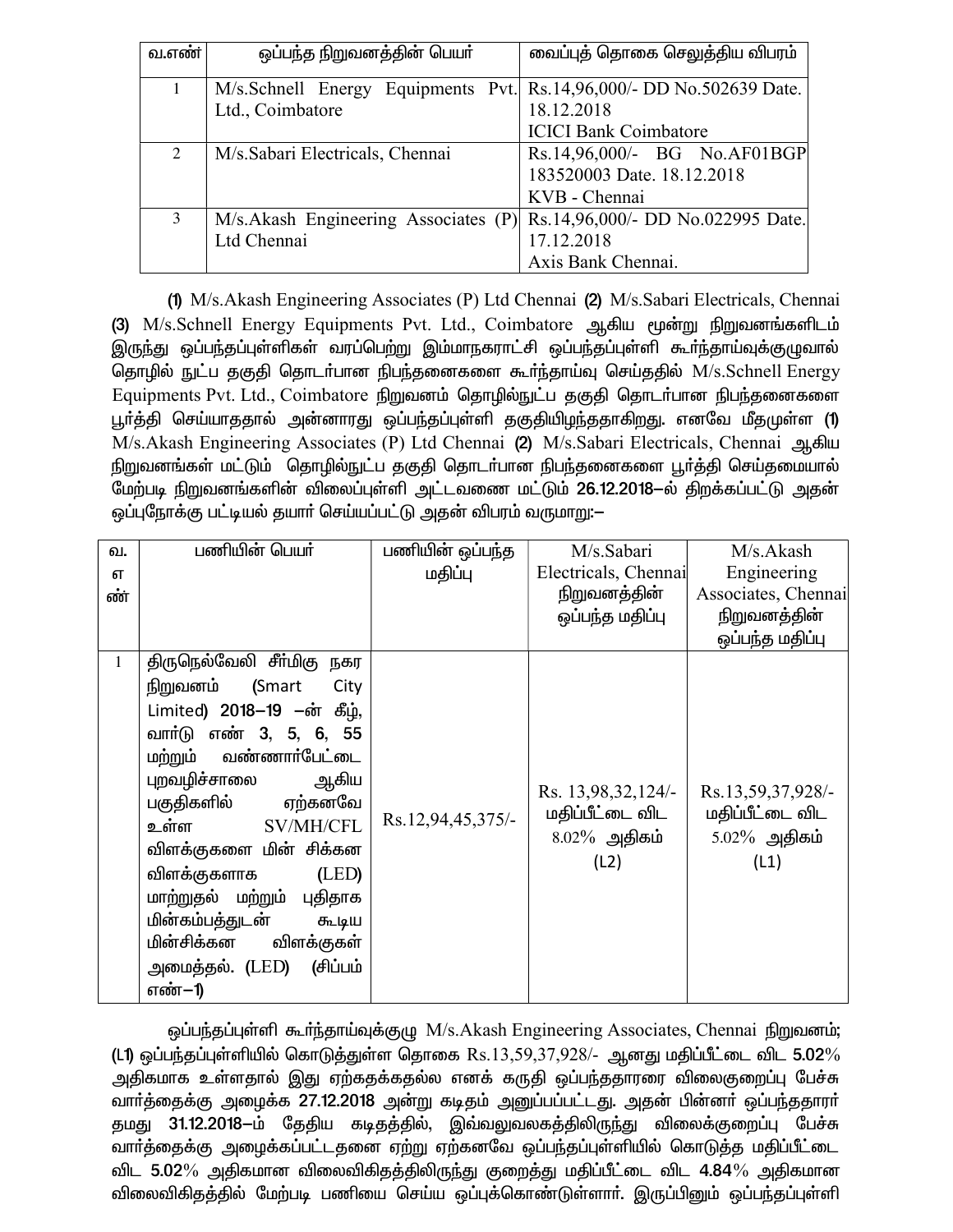| வ.எண் | ஒப்பந்த நிறுவனத்தின் பெயர் | வைப்புத் தொகை செலுத்திய விபரம் |
| --- | --- | --- |
| 1 | M/s.Schnell Energy Equipments Pvt. Ltd., Coimbatore | Rs.14,96,000/- DD No.502639 Date. 18.12.2018 ICICI Bank Coimbatore |
| 2 | M/s.Sabari Electricals, Chennai | Rs.14,96,000/- BG No.AF01BGP 183520003 Date. 18.12.2018 KVB - Chennai |
| 3 | M/s.Akash Engineering Associates (P) Ltd Chennai | Rs.14,96,000/- DD No.022995 Date. 17.12.2018 Axis Bank Chennai. |

(1) M/s.Akash Engineering Associates (P) Ltd Chennai (2) M/s.Sabari Electricals, Chennai (3) M/s.Schnell Energy Equipments Pvt. Ltd., Coimbatore ஆகிய மூன்று நிறுவனங்களிடம் இருந்து ஒப்பந்தப்புள்ளிகள் வரப்பெற்று இம்மாநகராட்சி ஒப்பந்தப்புள்ளி கூர்ந்தாய்வுக்குழுவால் தொழில் நுட்ப தகுதி தொடர்பான நிபந்தனைகளை கூர்ந்தாய்வு செய்ததில் M/s.Schnell Energy Equipments Pvt. Ltd., Coimbatore நிறுவனம் தொழில்நுட்ப தகுதி தொடர்பான நிபந்தனைகளை பூர்த்தி செய்யாததால் அன்னாரது ஒப்பந்தப்புள்ளி தகுதியிழந்ததாகிறது. எனவே மீதமுள்ள (1) M/s.Akash Engineering Associates (P) Ltd Chennai (2) M/s.Sabari Electricals, Chennai ஆகிய நிறுவனங்கள் மட்டும் தொழில்நுட்ப தகுதி தொடர்பான நிபந்தனைகளை பூர்த்தி செய்தமையால் மேற்படி நிறுவனங்களின் விலைப்புள்ளி அட்டவணை மட்டும் 26.12.2018–ல் திறக்கப்பட்டு அதன் ஒப்புநோக்கு பட்டியல் தயார் செய்யப்பட்டு அதன் விபரம் வருமாறு:–

| வ. எண் | பணியின் பெயர் | பணியின் ஒப்பந்த மதிப்பு | M/s.Sabari Electricals, Chennai நிறுவனத்தின் ஒப்பந்த மதிப்பு | M/s.Akash Engineering Associates, Chennai நிறுவனத்தின் ஒப்பந்த மதிப்பு |
| --- | --- | --- | --- | --- |
| 1 | திருநெல்வேலி சீர்மிகு நகர நிறுவனம் (Smart City Limited) 2018–19 –ன் கீழ், வார்டு எண் 3, 5, 6, 55 மற்றும் வண்ணார்பேட்டை புறவழிச்சாலை ஆகிய பகுதிகளில் ஏற்கனவே உள்ள SV/MH/CFL விளக்குகளை மின் சிக்கன விளக்குகளாக (LED) மாற்றுதல் மற்றும் புதிதாக மின்கம்பத்துடன் கூடிய மின்சிக்கன விளக்குகள் அமைத்தல். (LED) (சிப்பம் எண்–1) | Rs.12,94,45,375/- | Rs. 13,98,32,124/- மதிப்பீட்டை விட 8.02% அதிகம் (L2) | Rs.13,59,37,928/- மதிப்பீட்டை விட 5.02% அதிகம் (L1) |

ஒப்பந்தப்புள்ளி கூர்ந்தாய்வுக்குழு M/s.Akash Engineering Associates, Chennai நிறுவனம்; (L1) ஒப்பந்தப்புள்ளியில் கொடுத்துள்ள தொகை Rs.13,59,37,928/- ஆனது மதிப்பீட்டை விட 5.02% அதிகமாக உள்ளதால் இது ஏற்கதக்கதல்ல எனக் கருதி ஒப்பந்ததாரரை விலைகுறைப்பு பேச்சு வார்த்தைக்கு அழைக்க 27.12.2018 அன்று கடிதம் அனுப்பப்பட்டது. அதன் பின்னர் ஒப்பந்ததாரர் தமது 31.12.2018–ம் தேதிய கடிதத்தில், இவ்வலுவலகத்திலிருந்து விலைக்குறைப்பு பேச்சு வார்த்தைக்கு அழைக்கப்பட்டதனை ஏற்று ஏற்கனவே ஒப்பந்தப்புள்ளியில் கொடுத்த மதிப்பீட்டை விட 5.02% அதிகமான விலைவிகிதத்திலிருந்து குறைத்து மதிப்பீட்டை விட 4.84% அதிகமான விலைவிகிதத்தில் மேற்படி பணியை செய்ய ஒப்புக்கொண்டுள்ளார். இருப்பினும் ஒப்பந்தப்புள்ளி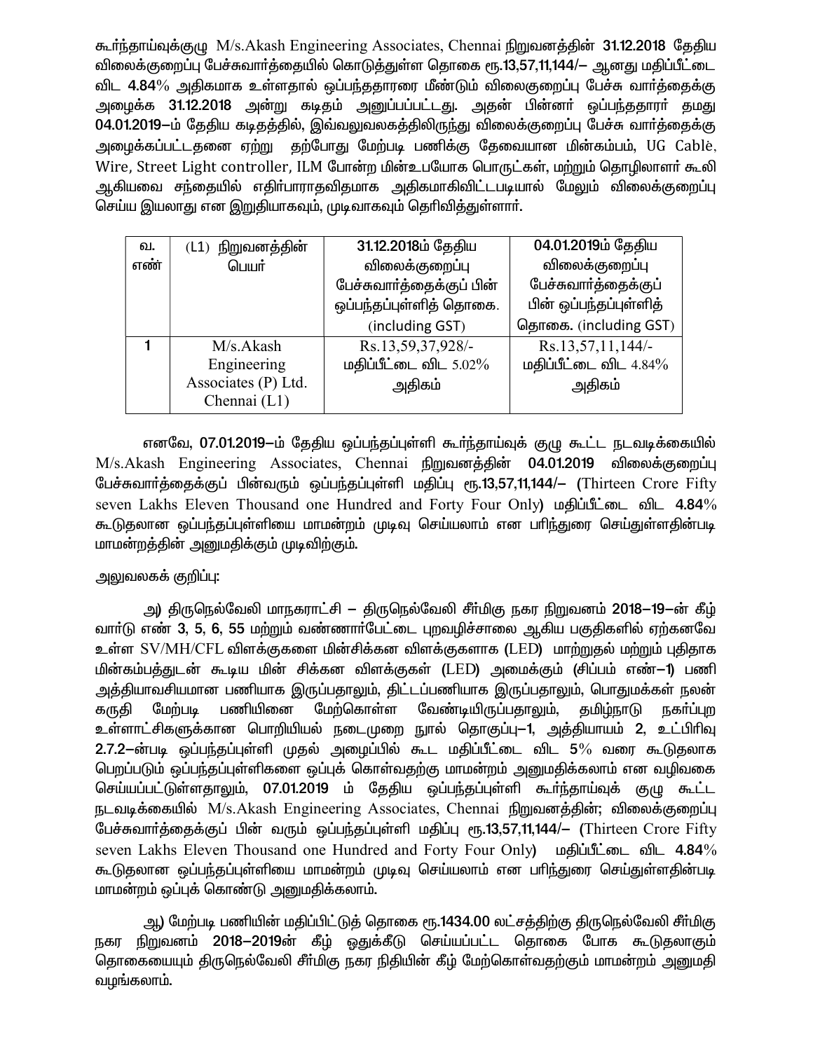கூர்ந்தாய்வுக்குழு M/s.Akash Engineering Associates, Chennai நிறுவனத்தின் **31.12.2018** தேதிய விலைக்குறைப்பு பேச்சுவார்த்தையில் கொடுத்துள்ள தொகை ரூ.**13,57,11,144/–** ஆனது மதிப்பீட்டை விட **4.84%** அதிகமாக உள்ளதால் ஒப்பந்ததாரரை மீண்டும் விலைகுறைப்பு பேச்சு வார்த்தைக்கு அழைக்க **31.12.2018** அன்று கடிதம் அனுப்பப்பட்டது. அதன் பின்னர் ஒப்பந்ததாரர் தமது **04.01.2019–**ம் தேதிய கடிதத்தில், இவ்வலுவலகத்திலிருந்து விலைக்குறைப்பு பேச்சு வார்த்தைக்கு அழைக்கப்பட்டதனை ஏற்று தற்போது மேற்படி பணிக்கு தேவையான மின்கம்பம், UG Cable, Wire, Street Light controller, ILM போன்ற மின்உபயோக பொருட்கள், மற்றும் தொழிலாளர் கூலி ஆகியவை சந்தையில் எதிர்பாராதவிதமாக அதிகமாகிவிட்டபடியால் மேலும் விலைக்குறைப்பு செய்ய இயலாது என இறுதியாகவும், முடிவாகவும் தெரிவித்துள்ளார்.

| வ. எண் | (L1) நிறுவனத்தின் பெயர் | **31.12.2018**ம் தேதிய விலைக்குறைப்பு பேச்சுவார்த்தைக்குப் பின் ஒப்பந்தப்புள்ளித் தொகை. (including GST) | **04.01.2019**ம் தேதிய விலைக்குறைப்பு பேச்சுவார்த்தைக்குப் பின் ஒப்பந்தப்புள்ளித் தொகை. (including GST) |
|---|---|---|---|
| **1** | M/s.Akash Engineering Associates (P) Ltd. Chennai (L1) | Rs.13,59,37,928/- மதிப்பீட்டை விட 5.02% அதிகம் | Rs.13,57,11,144/- மதிப்பீட்டை விட 4.84% அதிகம் |

எனவே, **07.01.2019–**ம் தேதிய ஒப்பந்தப்புள்ளி கூர்ந்தாய்வுக் குழு கூட்ட நடவடிக்கையில் M/s.Akash Engineering Associates, Chennai நிறுவனத்தின் **04.01.2019** விலைக்குறைப்பு பேச்சுவார்த்தைக்குப் பின்வரும் ஒப்பந்தப்புள்ளி மதிப்பு ரூ.**13,57,11,144/–** (Thirteen Crore Fifty seven Lakhs Eleven Thousand one Hundred and Forty Four Only) மதிப்பீட்டை விட **4.84%** கூடுதலான ஒப்பந்தப்புள்ளியை மாமன்றம் முடிவு செய்யலாம் என பரிந்துரை செய்துள்ளதின்படி மாமன்றத்தின் அனுமதிக்கும் முடிவிற்கும்.

அலுவலகக் குறிப்பு:

**அ)** திருநெல்வேலி மாநகராட்சி – திருநெல்வேலி சீர்மிகு நகர நிறுவனம் **2018–19–**ன் கீழ் வார்டு எண் **3, 5, 6, 55** மற்றும் வண்ணார்பேட்டை புறவழிச்சாலை ஆகிய பகுதிகளில் ஏற்கனவே உள்ள SV/MH/CFL விளக்குகளை மின்சிக்கன விளக்குகளாக (LED) மாற்றுதல் மற்றும் புதிதாக மின்கம்பத்துடன் கூடிய மின் சிக்கன விளக்குகள் (LED) அமைக்கும் (சிப்பம் எண்–1) பணி அத்தியாவசியமான பணியாக இருப்பதாலும், திட்டப்பணியாக இருப்பதாலும், பொதுமக்கள் நலன் கருதி மேற்படி பணியினை மேற்கொள்ள வேண்டியிருப்பதாலும், தமிழ்நாடு நகர்ப்புற உள்ளாட்சிகளுக்கான பொறியியல் நடைமுறை நூல் தொகுப்பு–1, அத்தியாயம் **2**, உட்பிரிவு **2.7.2–**ன்படி ஒப்பந்தப்புள்ளி முதல் அழைப்பில் கூட மதிப்பீட்டை விட **5%** வரை கூடுதலாக பெறப்படும் ஒப்பந்தப்புள்ளிகளை ஒப்புக் கொள்வதற்கு மாமன்றம் அனுமதிக்கலாம் என வழிவகை செய்யப்பட்டுள்ளதாலும், **07.01.2019** ம் தேதிய ஒப்பந்தப்புள்ளி கூர்ந்தாய்வுக் குழு கூட்ட நடவடிக்கையில் M/s.Akash Engineering Associates, Chennai நிறுவனத்தின்; விலைக்குறைப்பு பேச்சுவார்த்தைக்குப் பின் வரும் ஒப்பந்தப்புள்ளி மதிப்பு ரூ.**13,57,11,144/–** (Thirteen Crore Fifty seven Lakhs Eleven Thousand one Hundred and Forty Four Only) மதிப்பீட்டை விட **4.84%** கூடுதலான ஒப்பந்தப்புள்ளியை மாமன்றம் முடிவு செய்யலாம் என பரிந்துரை செய்துள்ளதின்படி மாமன்றம் ஒப்புக் கொண்டு அனுமதிக்கலாம்.

**ஆ)** மேற்படி பணியின் மதிப்பிட்டுத் தொகை ரூ.**1434.00** லட்சத்திற்கு திருநெல்வேலி சீர்மிகு நகர நிறுவனம் **2018–2019**ன் கீழ் ஒதுக்கீடு செய்யப்பட்ட தொகை போக கூடுதலாகும் தொகையையும் திருநெல்வேலி சீர்மிகு நகர நிதியின் கீழ் மேற்கொள்வதற்கும் மாமன்றம் அனுமதி வழங்கலாம்.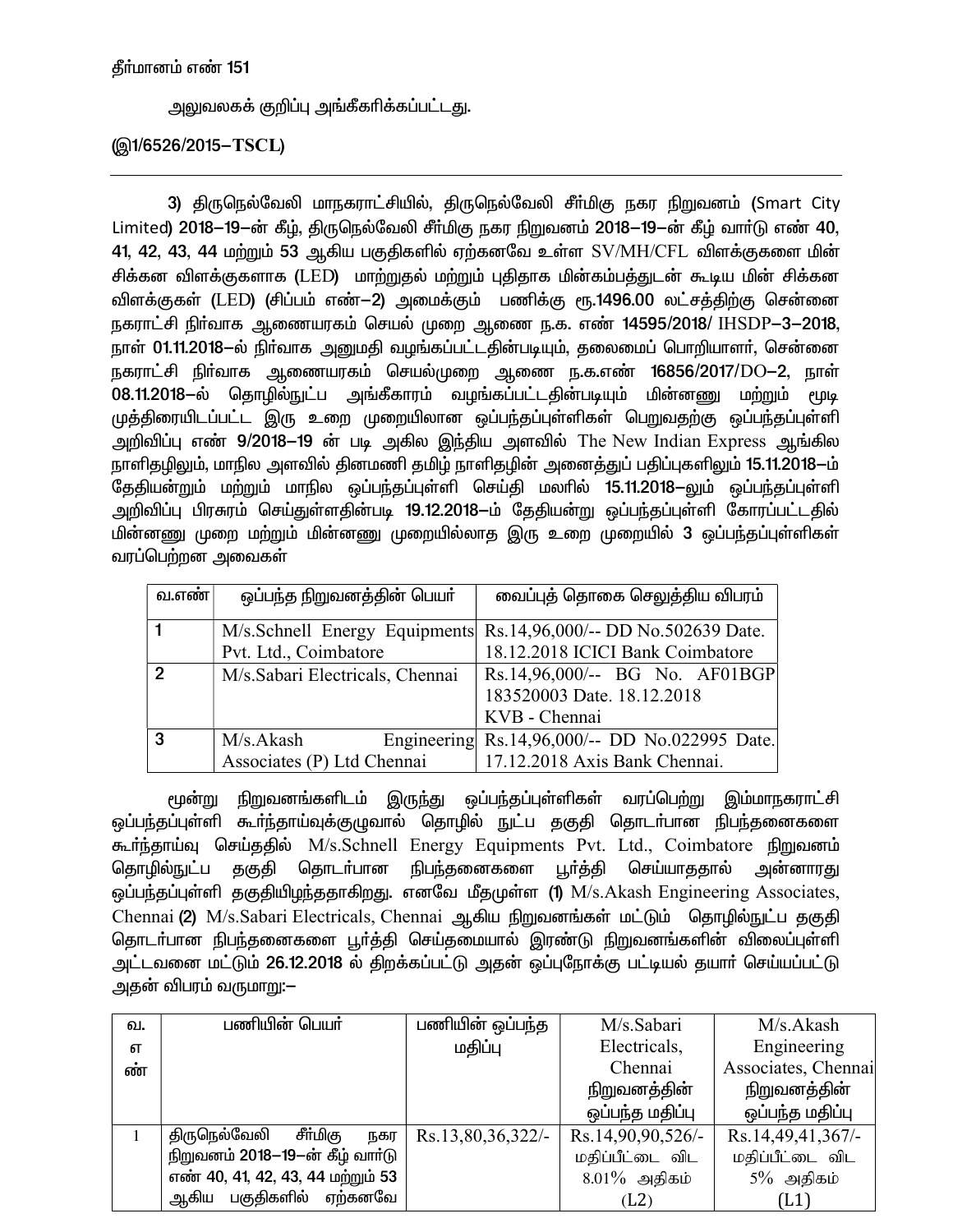தீர்மானம் எண் 151

அலுவலகக் குறிப்பு அங்கீகரிக்கப்பட்டது.

**(இ1/6526/2015–TSCL)**

---

**3)** திருநெல்வேலி மாநகராட்சியில், திருநெல்வேலி சீர்மிகு நகர நிறுவனம் (Smart City Limited) 2018–19–ன் கீழ், திருநெல்வேலி சீர்மிகு நகர நிறுவனம் 2018–19–ன் கீழ் வார்டு எண் 40, 41, 42, 43, 44 மற்றும் 53 ஆகிய பகுதிகளில் ஏற்கனவே உள்ள SV/MH/CFL விளக்குகளை மின் சிக்கன விளக்குகளாக (LED) மாற்றுதல் மற்றும் புதிதாக மின்கம்பத்துடன் கூடிய மின் சிக்கன விளக்குகள் (LED) (சிப்பம் எண்–2) அமைக்கும் பணிக்கு ரூ.1496.00 லட்சத்திற்கு சென்னை நகராட்சி நிர்வாக ஆணையரகம் செயல் முறை ஆணை ந.க. எண் 14595/2018/ IHSDP–3–2018, நாள் 01.11.2018–ல் நிர்வாக அனுமதி வழங்கப்பட்டதின்படியும், தலைமைப் பொறியாளர், சென்னை நகராட்சி நிர்வாக ஆணையரகம் செயல்முறை ஆணை ந.க.எண் 16856/2017/DO–2, நாள் 08.11.2018–ல் தொழில்நுட்ப அங்கீகாரம் வழங்கப்பட்டதின்படியும் மின்னணு மற்றும் மூடி முத்திரையிடப்பட்ட இரு உறை முறையிலான ஒப்பந்தப்புள்ளிகள் பெறுவதற்கு ஒப்பந்தப்புள்ளி அறிவிப்பு எண் 9/2018–19 ன் படி அகில இந்திய அளவில் The New Indian Express ஆங்கில நாளிதழிலும், மாநில அளவில் தினமணி தமிழ் நாளிதழின் அனைத்துப் பதிப்புகளிலும் 15.11.2018–ம் தேதியன்றும் மற்றும் மாநில ஒப்பந்தப்புள்ளி செய்தி மலரில் 15.11.2018–லும் ஒப்பந்தப்புள்ளி அறிவிப்பு பிரசுரம் செய்துள்ளதின்படி 19.12.2018–ம் தேதியன்று ஒப்பந்தப்புள்ளி கோரப்பட்டதில் மின்னணு முறை மற்றும் மின்னணு முறையில்லாத இரு உறை முறையில் 3 ஒப்பந்தப்புள்ளிகள் வரப்பெற்றன அவைகள்

| வ.எண் | ஒப்பந்த நிறுவனத்தின் பெயர் | வைப்புத் தொகை செலுத்திய விபரம் |
|---|---|---|
| 1 | M/s.Schnell Energy Equipments Pvt. Ltd., Coimbatore | Rs.14,96,000/-- DD No.502639 Date. 18.12.2018 ICICI Bank Coimbatore |
| 2 | M/s.Sabari Electricals, Chennai | Rs.14,96,000/-- BG No. AF01BGP 183520003 Date. 18.12.2018 KVB - Chennai |
| 3 | M/s.Akash Engineering Associates (P) Ltd Chennai | Rs.14,96,000/-- DD No.022995 Date. 17.12.2018 Axis Bank Chennai. |

மூன்று நிறுவனங்களிடம் இருந்து ஒப்பந்தப்புள்ளிகள் வரப்பெற்று இம்மாநகராட்சி ஒப்பந்தப்புள்ளி கூர்ந்தாய்வுக்குழுவால் தொழில் நுட்ப தகுதி தொடர்பான நிபந்தனைகளை கூர்ந்தாய்வு செய்ததில் M/s.Schnell Energy Equipments Pvt. Ltd., Coimbatore நிறுவனம் தொழில்நுட்ப தகுதி தொடர்பான நிபந்தனைகளை பூர்த்தி செய்யாததால் அன்னாரது ஒப்பந்தப்புள்ளி தகுதியிழந்ததாகிறது. எனவே மீதமுள்ள (1) M/s.Akash Engineering Associates, Chennai (2) M/s.Sabari Electricals, Chennai ஆகிய நிறுவனங்கள் மட்டும் தொழில்நுட்ப தகுதி தொடர்பான நிபந்தனைகளை பூர்த்தி செய்தமையால் இரண்டு நிறுவனங்களின் விலைப்புள்ளி அட்டவனை மட்டும் 26.12.2018 ல் திறக்கப்பட்டு அதன் ஒப்புநோக்கு பட்டியல் தயார் செய்யப்பட்டு அதன் விபரம் வருமாறு:–

| வ. எண் | பணியின் பெயர் | பணியின் ஒப்பந்த மதிப்பு | M/s.Sabari Electricals, Chennai நிறுவனத்தின் ஒப்பந்த மதிப்பு | M/s.Akash Engineering Associates, Chennai நிறுவனத்தின் ஒப்பந்த மதிப்பு |
|---|---|---|---|---|
| 1 | திருநெல்வேலி சீர்மிகு நகர நிறுவனம் 2018–19–ன் கீழ் வார்டு எண் 40, 41, 42, 43, 44 மற்றும் 53 ஆகிய பகுதிகளில் ஏற்கனவே | Rs.13,80,36,322/- | Rs.14,90,90,526/- மதிப்பீட்டை விட 8.01% அதிகம் (L2) | Rs.14,49,41,367/- மதிப்பீட்டை விட 5% அதிகம் (L1) |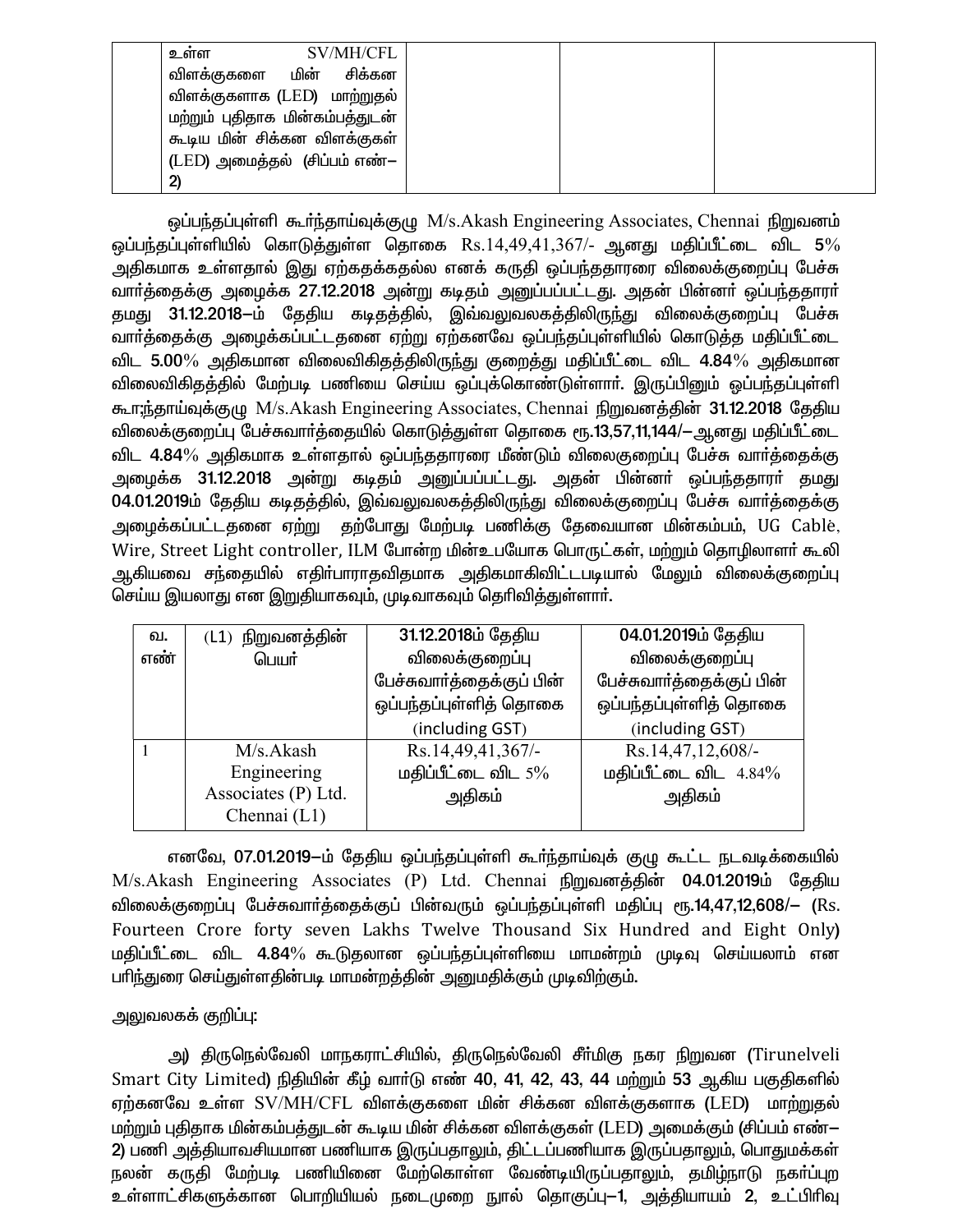| | உள்ள SV/MH/CFL விளக்குகளை மின் சிக்கன விளக்குகளாக (LED) மாற்றுதல் மற்றும் புதிதாக மின்கம்பத்துடன் கூடிய மின் சிக்கன விளக்குகள் (LED) அமைத்தல் (சிப்பம் எண்–2) | | | |
|---|---|---|---|---|

ஒப்பந்தப்புள்ளி கூர்ந்தாய்வுக்குழு M/s.Akash Engineering Associates, Chennai நிறுவனம் ஒப்பந்தப்புள்ளியில் கொடுத்துள்ள தொகை Rs.14,49,41,367/- ஆனது மதிப்பீட்டை விட 5% அதிகமாக உள்ளதால் இது ஏற்கதக்கதல்ல எனக் கருதி ஒப்பந்ததாரரை விலைக்குறைப்பு பேச்சு வார்த்தைக்கு அழைக்க 27.12.2018 அன்று கடிதம் அனுப்பப்பட்டது. அதன் பின்னர் ஒப்பந்ததாரர் தமது 31.12.2018–ம் தேதிய கடிதத்தில், இவ்வலுவலகத்திலிருந்து விலைக்குறைப்பு பேச்சு வார்த்தைக்கு அழைக்கப்பட்டதனை ஏற்று ஏற்கனவே ஒப்பந்தப்புள்ளியில் கொடுத்த மதிப்பீட்டை விட 5.00% அதிகமான விலைவிகிதத்திலிருந்து குறைத்து மதிப்பீட்டை விட 4.84% அதிகமான விலைவிகிதத்தில் மேற்படி பணியை செய்ய ஒப்புக்கொண்டுள்ளார். இருப்பினும் ஒப்பந்தப்புள்ளி கூா;ந்தாய்வுக்குழு M/s.Akash Engineering Associates, Chennai நிறுவனத்தின் 31.12.2018 தேதிய விலைக்குறைப்பு பேச்சுவார்த்தையில் கொடுத்துள்ள தொகை ரூ.13,57,11,144/– ஆனது மதிப்பீட்டை விட 4.84% அதிகமாக உள்ளதால் ஒப்பந்ததாரரை மீண்டும் விலைகுறைப்பு பேச்சு வார்த்தைக்கு அழைக்க 31.12.2018 அன்று கடிதம் அனுப்பப்பட்டது. அதன் பின்னர் ஒப்பந்ததாரர் தமது 04.01.2019ம் தேதிய கடிதத்தில், இவ்வலுவலகத்திலிருந்து விலைக்குறைப்பு பேச்சு வார்த்தைக்கு அழைக்கப்பட்டதனை ஏற்று தற்போது மேற்படி பணிக்கு தேவையான மின்கம்பம், UG Cablè, Wire, Street Light controller, ILM போன்ற மின்உபயோக பொருட்கள், மற்றும் தொழிலாளர் கூலி ஆகியவை சந்தையில் எதிர்பாராதவிதமாக அதிகமாகிவிட்டபடியால் மேலும் விலைக்குறைப்பு செய்ய இயலாது என இறுதியாகவும், முடிவாகவும் தெரிவித்துள்ளார்.

| வ. எண் | (L1) நிறுவனத்தின் பெயர் | 31.12.2018ம் தேதிய விலைக்குறைப்பு பேச்சுவார்த்தைக்குப் பின் ஒப்பந்தப்புள்ளித் தொகை (including GST) | 04.01.2019ம் தேதிய விலைக்குறைப்பு பேச்சுவார்த்தைக்குப் பின் ஒப்பந்தப்புள்ளித் தொகை (including GST) |
|---|---|---|---|
| 1 | M/s.Akash Engineering Associates (P) Ltd. Chennai (L1) | Rs.14,49,41,367/- மதிப்பீட்டை விட 5% அதிகம் | Rs.14,47,12,608/- மதிப்பீட்டை விட 4.84% அதிகம் |

எனவே, 07.01.2019–ம் தேதிய ஒப்பந்தப்புள்ளி கூர்ந்தாய்வுக் குழு கூட்ட நடவடிக்கையில் M/s.Akash Engineering Associates (P) Ltd. Chennai நிறுவனத்தின் 04.01.2019ம் தேதிய விலைக்குறைப்பு பேச்சுவார்த்தைக்குப் பின்வரும் ஒப்பந்தப்புள்ளி மதிப்பு ரூ.14,47,12,608/– (Rs. Fourteen Crore forty seven Lakhs Twelve Thousand Six Hundred and Eight Only) மதிப்பீட்டை விட 4.84% கூடுதலான ஒப்பந்தப்புள்ளியை மாமன்றம் முடிவு செய்யலாம் என பரிந்துரை செய்துள்ளதின்படி மாமன்றத்தின் அனுமதிக்கும் முடிவிற்கும்.

அலுவலகக் குறிப்பு:

அ) திருநெல்வேலி மாநகராட்சியில், திருநெல்வேலி சீர்மிகு நகர நிறுவன (Tirunelveli Smart City Limited) நிதியின் கீழ் வார்டு எண் 40, 41, 42, 43, 44 மற்றும் 53 ஆகிய பகுதிகளில் ஏற்கனவே உள்ள SV/MH/CFL விளக்குகளை மின் சிக்கன விளக்குகளாக (LED) மாற்றுதல் மற்றும் புதிதாக மின்கம்பத்துடன் கூடிய மின் சிக்கன விளக்குகள் (LED) அமைக்கும் (சிப்பம் எண்–2) பணி அத்தியாவசியமான பணியாக இருப்பதாலும், திட்டப்பணியாக இருப்பதாலும், பொதுமக்கள் நலன் கருதி மேற்படி பணியினை மேற்கொள்ள வேண்டியிருப்பதாலும், தமிழ்நாடு நகர்ப்புற உள்ளாட்சிகளுக்கான பொறியியல் நடைமுறை நூல் தொகுப்பு–1, அத்தியாயம் 2, உட்பிரிவு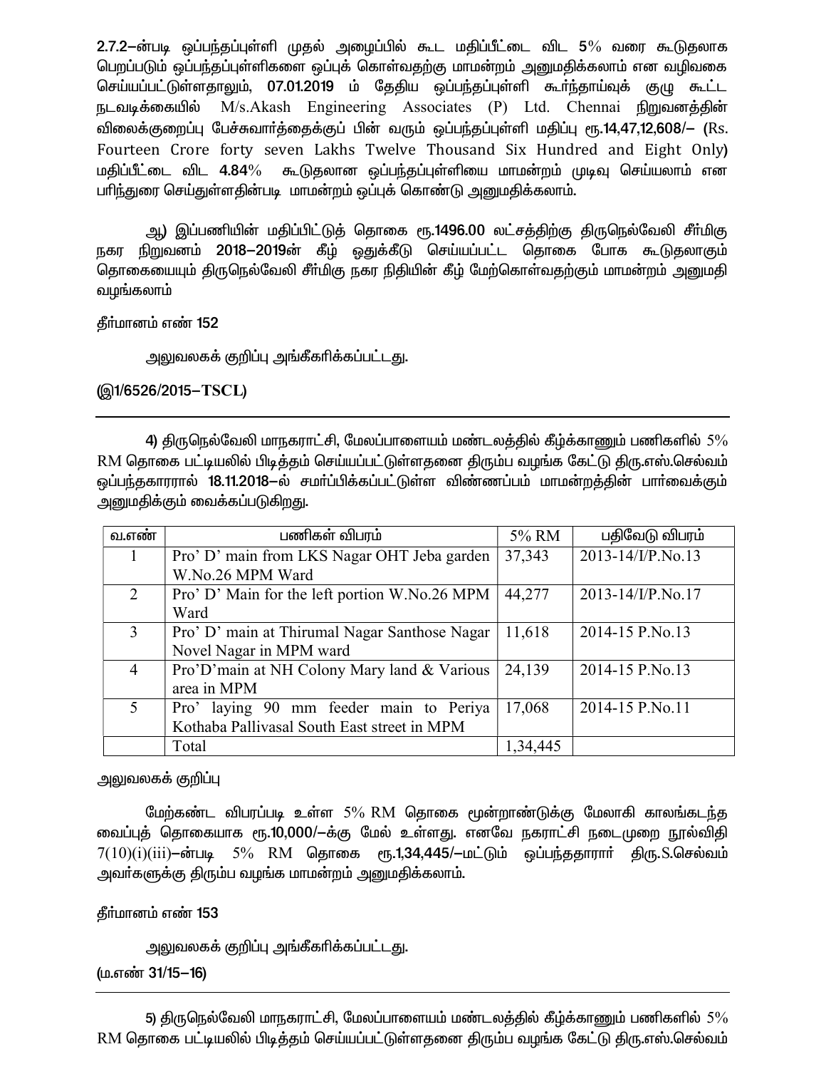**2.7.2**–ன்படி ஒப்பந்தப்புள்ளி முதல் அழைப்பில் கூட மதிப்பீட்டை விட **5**% வரை கூடுதலாக பெறப்படும் ஒப்பந்தப்புள்ளிகளை ஒப்புக் கொள்வதற்கு மாமன்றம் அனுமதிக்கலாம் என வழிவகை செய்யப்பட்டுள்ளதாலும், **07.01.2019** ம் தேதிய ஒப்பந்தப்புள்ளி கூர்ந்தாய்வுக் குழு கூட்ட நடவடிக்கையில் M/s.Akash Engineering Associates (P) Ltd. Chennai நிறுவனத்தின் விலைக்குறைப்பு பேச்சுவார்த்தைக்குப் பின் வரும் ஒப்பந்தப்புள்ளி மதிப்பு **ரூ.14,47,12,608/–** (Rs. Fourteen Crore forty seven Lakhs Twelve Thousand Six Hundred and Eight Only) மதிப்பீட்டை விட **4.84**% கூடுதலான ஒப்பந்தப்புள்ளியை மாமன்றம் முடிவு செய்யலாம் என பரிந்துரை செய்துள்ளதின்படி மாமன்றம் ஒப்புக் கொண்டு அனுமதிக்கலாம்.

ஆ) இப்பணியின் மதிப்பிட்டுத் தொகை **ரூ.1496.00** லட்சத்திற்கு திருநெல்வேலி சீர்மிகு நகர நிறுவனம் **2018–2019**ன் கீழ் ஒதுக்கீடு செய்யப்பட்ட தொகை போக கூடுதலாகும் தொகையையும் திருநெல்வேலி சீர்மிகு நகர நிதியின் கீழ் மேற்கொள்வதற்கும் மாமன்றம் அனுமதி வழங்கலாம்

**தீர்மானம் எண் 152**

அலுவலகக் குறிப்பு அங்கீகரிக்கப்பட்டது.

**(இ1/6526/2015–TSCL)**

---

**4)** திருநெல்வேலி மாநகராட்சி, மேலப்பாளையம் மண்டலத்தில் கீழ்க்காணும் பணிகளில் 5% RM தொகை பட்டியலில் பிடித்தம் செய்யப்பட்டுள்ளதனை திரும்ப வழங்க கேட்டு திரு.எஸ்.செல்வம் ஒப்பந்தகாரரால் **18.11.2018**–ல் சமர்ப்பிக்கப்பட்டுள்ள விண்ணப்பம் மாமன்றத்தின் பார்வைக்கும் அனுமதிக்கும் வைக்கப்படுகிறது.

| வ.எண் | பணிகள் விபரம் | 5% RM | பதிவேடு விபரம் |
|---|---|---|---|
| 1 | Pro' D' main from LKS Nagar OHT Jeba garden W.No.26 MPM Ward | 37,343 | 2013-14/I/P.No.13 |
| 2 | Pro' D' Main for the left portion W.No.26 MPM Ward | 44,277 | 2013-14/I/P.No.17 |
| 3 | Pro' D' main at Thirumal Nagar Santhose Nagar Novel Nagar in MPM ward | 11,618 | 2014-15 P.No.13 |
| 4 | Pro'D'main at NH Colony Mary land & Various area in MPM | 24,139 | 2014-15 P.No.13 |
| 5 | Pro' laying 90 mm feeder main to Periya Kothaba Pallivasal South East street in MPM | 17,068 | 2014-15 P.No.11 |
| | Total | 1,34,445 | |

அலுவலகக் குறிப்பு

மேற்கண்ட விபரப்படி உள்ள 5% RM தொகை மூன்றாண்டுக்கு மேலாகி காலங்கடந்த வைப்புத் தொகையாக **ரூ.10,000/–**க்கு மேல் உள்ளது. எனவே நகராட்சி நடைமுறை நூல்விதி 7(10)(i)(iii)–ன்படி 5% RM தொகை **ரூ.1,34,445/–**மட்டும் ஒப்பந்ததாரர் திரு.S.செல்வம் அவர்களுக்கு திரும்ப வழங்க மாமன்றம் அனுமதிக்கலாம்.

**தீர்மானம் எண் 153**

அலுவலகக் குறிப்பு அங்கீகரிக்கப்பட்டது.

**(ம.எண் 31/15–16)**

---

**5)** திருநெல்வேலி மாநகராட்சி, மேலப்பாளையம் மண்டலத்தில் கீழ்க்காணும் பணிகளில் 5% RM தொகை பட்டியலில் பிடித்தம் செய்யப்பட்டுள்ளதனை திரும்ப வழங்க கேட்டு திரு.எஸ்.செல்வம்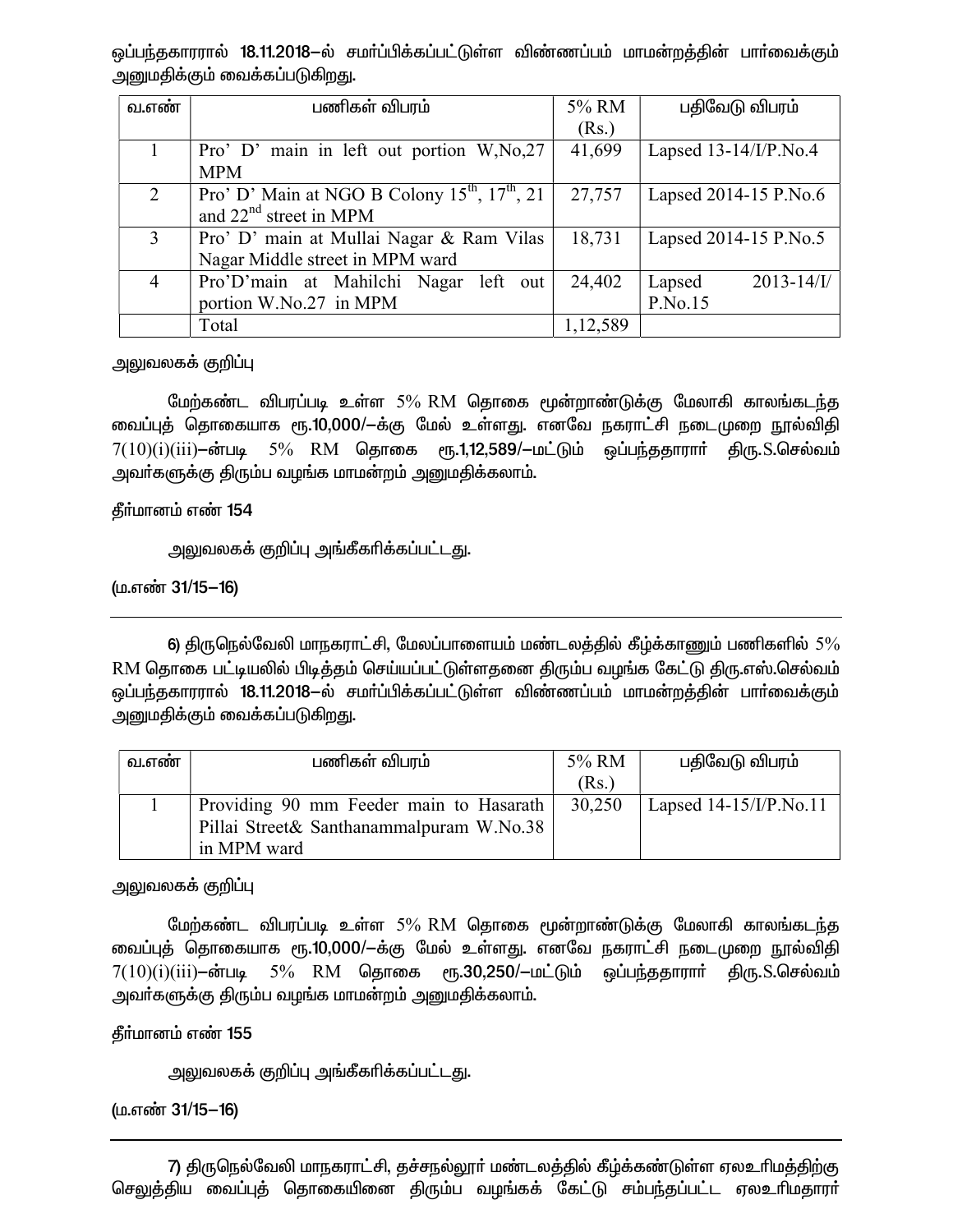ஒப்பந்தகாரரால் **18.11.2018**–ல் சமர்ப்பிக்கப்பட்டுள்ள விண்ணப்பம் மாமன்றத்தின் பார்வைக்கும் அனுமதிக்கும் வைக்கப்படுகிறது.

| வ.எண் | பணிகள் விபரம் | 5% RM (Rs.) | பதிவேடு விபரம் |
|---|---|---|---|
| 1 | Pro' D' main in left out portion W,No,27 MPM | 41,699 | Lapsed 13-14/I/P.No.4 |
| 2 | Pro' D' Main at NGO B Colony 15th, 17th, 21 and 22nd street in MPM | 27,757 | Lapsed 2014-15 P.No.6 |
| 3 | Pro' D' main at Mullai Nagar & Ram Vilas Nagar Middle street in MPM ward | 18,731 | Lapsed 2014-15 P.No.5 |
| 4 | Pro'D'main at Mahilchi Nagar left out portion W.No.27 in MPM | 24,402 | Lapsed 2013-14/I/ P.No.15 |
| | Total | 1,12,589 | |

அலுவலகக் குறிப்பு

மேற்கண்ட விபரப்படி உள்ள 5% RM தொகை மூன்றாண்டுக்கு மேலாகி காலங்கடந்த வைப்புத் தொகையாக ரூ.**10,000/**–க்கு மேல் உள்ளது. எனவே நகராட்சி நடைமுறை நூல்விதி 7(10)(i)(iii)–ன்படி 5% RM தொகை ரூ.**1,12,589/**–மட்டும் ஒப்பந்ததாரார் திரு.S.செல்வம் அவர்களுக்கு திரும்ப வழங்க மாமன்றம் அனுமதிக்கலாம்.

**தீர்மானம் எண் 154**

அலுவலகக் குறிப்பு அங்கீகரிக்கப்பட்டது.

**(ம.எண் 31/15–16)**

---

**6)** திருநெல்வேலி மாநகராட்சி, மேலப்பாளையம் மண்டலத்தில் கீழ்க்காணும் பணிகளில் 5% RM தொகை பட்டியலில் பிடித்தம் செய்யப்பட்டுள்ளதனை திரும்ப வழங்க கேட்டு திரு.எஸ்.செல்வம் ஒப்பந்தகாரரால் **18.11.2018**–ல் சமர்ப்பிக்கப்பட்டுள்ள விண்ணப்பம் மாமன்றத்தின் பார்வைக்கும் அனுமதிக்கும் வைக்கப்படுகிறது.

| வ.எண் | பணிகள் விபரம் | 5% RM (Rs.) | பதிவேடு விபரம் |
|---|---|---|---|
| 1 | Providing 90 mm Feeder main to Hasarath Pillai Street& Santhanammalpuram W.No.38 in MPM ward | 30,250 | Lapsed 14-15/I/P.No.11 |

அலுவலகக் குறிப்பு

மேற்கண்ட விபரப்படி உள்ள 5% RM தொகை மூன்றாண்டுக்கு மேலாகி காலங்கடந்த வைப்புத் தொகையாக ரூ.**10,000/**–க்கு மேல் உள்ளது. எனவே நகராட்சி நடைமுறை நூல்விதி 7(10)(i)(iii)–ன்படி 5% RM தொகை ரூ.**30,250/**–மட்டும் ஒப்பந்ததாரார் திரு.S.செல்வம் அவர்களுக்கு திரும்ப வழங்க மாமன்றம் அனுமதிக்கலாம்.

**தீர்மானம் எண் 155**

அலுவலகக் குறிப்பு அங்கீகரிக்கப்பட்டது.

**(ம.எண் 31/15–16)**

---

**7)** திருநெல்வேலி மாநகராட்சி, தச்சநல்லூர் மண்டலத்தில் கீழ்க்கண்டுள்ள ஏலஉரிமத்திற்கு செலுத்திய வைப்புத் தொகையினை திரும்ப வழங்கக் கேட்டு சம்பந்தப்பட்ட ஏலஉரிமதாரர்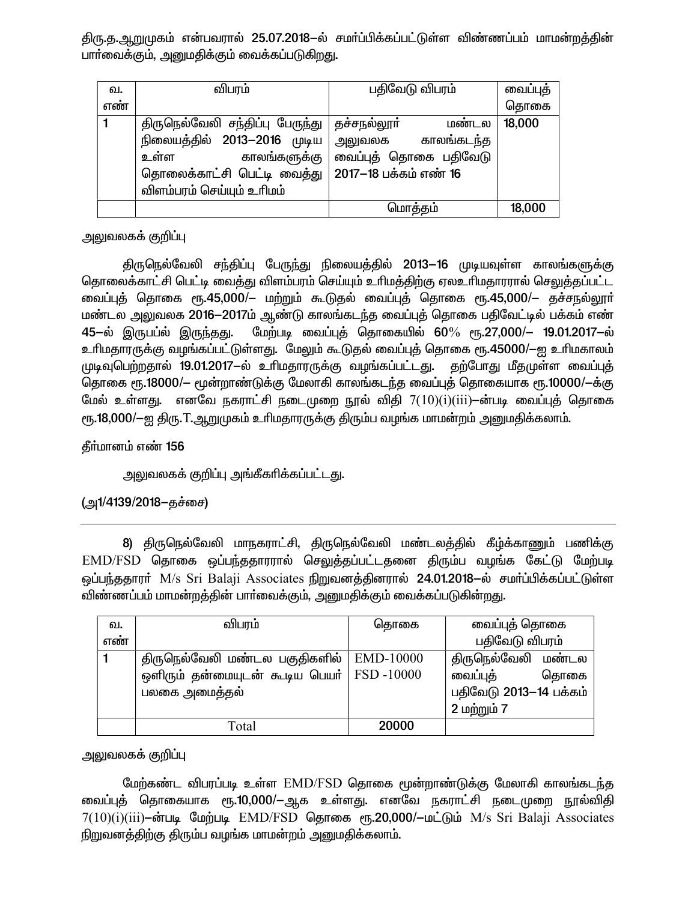திரு.த.ஆறுமுகம் என்பவரால் 25.07.2018–ல் சமர்ப்பிக்கப்பட்டுள்ள விண்ணப்பம் மாமன்றத்தின் பார்வைக்கும், அனுமதிக்கும் வைக்கப்படுகிறது.

| வ. எண் | விபரம் | பதிவேடு விபரம் | வைப்புத் தொகை |
|---|---|---|---|
| 1 | திருநெல்வேலி சந்திப்பு பேருந்து நிலையத்தில் 2013–2016 முடிய உள்ள காலங்களுக்கு தொலைக்காட்சி பெட்டி வைத்து விளம்பரம் செய்யும் உரிமம் | தச்சநல்லூர் மண்டல அலுவலக காலங்கடந்த வைப்புத் தொகை பதிவேடு 2017–18 பக்கம் எண் 16 | 18,000 |
| | | மொத்தம் | 18,000 |

அலுவலகக் குறிப்பு

திருநெல்வேலி சந்திப்பு பேருந்து நிலையத்தில் 2013–16 முடியவுள்ள காலங்களுக்கு தொலைக்காட்சி பெட்டி வைத்து விளம்பரம் செய்யும் உரிமத்திற்கு ஏலஉரிமதாரரால் செலுத்தப்பட்ட வைப்புத் தொகை ரூ.45,000/– மற்றும் கூடுதல் வைப்புத் தொகை ரூ.45,000/– தச்சநல்லூர் மண்டல அலுவலக 2016–2017ம் ஆண்டு காலங்கடந்த வைப்புத் தொகை பதிவேட்டில் பக்கம் எண் 45–ல் இருப்பில் இருந்தது. மேற்படி வைப்புத் தொகையில் 60% ரூ.27,000/– 19.01.2017–ல் உரிமதாரருக்கு வழங்கப்பட்டுள்ளது. மேலும் கூடுதல் வைப்புத் தொகை ரூ.45000/–ஐ உரிமகாலம் முடிவுபெற்றதால் 19.01.2017–ல் உரிமதாரருக்கு வழங்கப்பட்டது. தற்போது மீதமுள்ள வைப்புத் தொகை ரூ.18000/– மூன்றாண்டுக்கு மேலாகி காலங்கடந்த வைப்புத் தொகையாக ரூ.10000/–க்கு மேல் உள்ளது. எனவே நகராட்சி நடைமுறை நூல் விதி 7(10)(i)(iii)–ன்படி வைப்புத் தொகை ரூ.18,000/–ஐ திரு.T.ஆறுமுகம் உரிமதாரருக்கு திரும்ப வழங்க மாமன்றம் அனுமதிக்கலாம்.

தீர்மானம் எண் 156

அலுவலகக் குறிப்பு அங்கீகரிக்கப்பட்டது.

(அ1/4139/2018–தச்சை)

---

8) திருநெல்வேலி மாநகராட்சி, திருநெல்வேலி மண்டலத்தில் கீழ்க்காணும் பணிக்கு EMD/FSD தொகை ஒப்பந்ததாரரால் செலுத்தப்பட்டதனை திரும்ப வழங்க கேட்டு மேற்படி ஒப்பந்ததாரர் M/s Sri Balaji Associates நிறுவனத்தினரால் 24.01.2018–ல் சமர்ப்பிக்கப்பட்டுள்ள விண்ணப்பம் மாமன்றத்தின் பார்வைக்கும், அனுமதிக்கும் வைக்கப்படுகின்றது.

| வ. எண் | விபரம் | தொகை | வைப்புத் தொகை பதிவேடு விபரம் |
|---|---|---|---|
| 1 | திருநெல்வேலி மண்டல பகுதிகளில் ஒளிரும் தன்மையுடன் கூடிய பெயர் பலகை அமைத்தல் | EMD-10000<br>FSD -10000 | திருநெல்வேலி மண்டல வைப்புத் தொகை பதிவேடு 2013–14 பக்கம் 2 மற்றும் 7 |
| | Total | 20000 | |

அலுவலகக் குறிப்பு

மேற்கண்ட விபரப்படி உள்ள EMD/FSD தொகை மூன்றாண்டுக்கு மேலாகி காலங்கடந்த வைப்புத் தொகையாக ரூ.10,000/–ஆக உள்ளது. எனவே நகராட்சி நடைமுறை நூல்விதி 7(10)(i)(iii)–ன்படி மேற்படி EMD/FSD தொகை ரூ.20,000/–மட்டும் M/s Sri Balaji Associates நிறுவனத்திற்கு திரும்ப வழங்க மாமன்றம் அனுமதிக்கலாம்.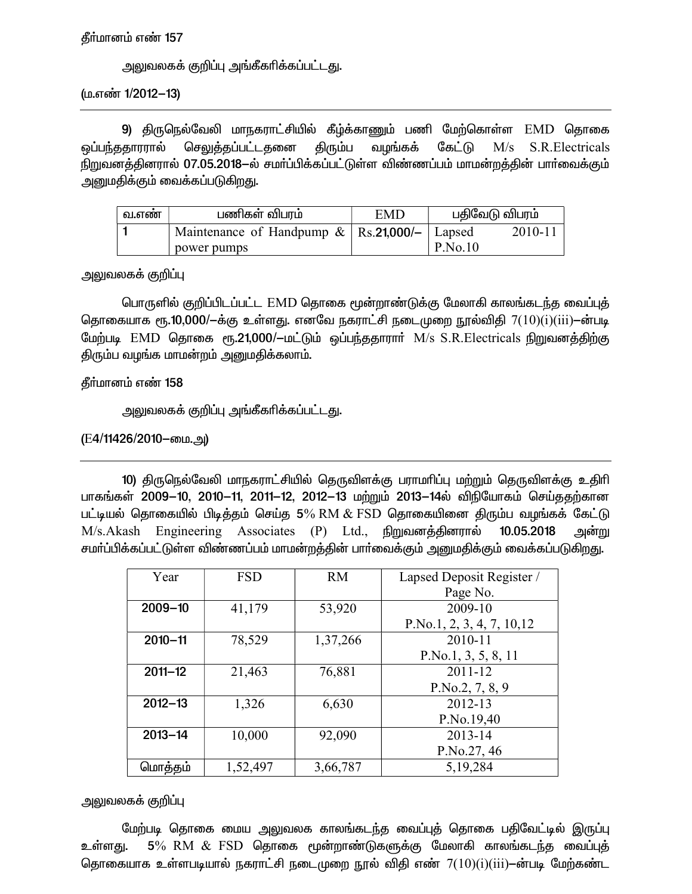**தீர்மானம் எண் 157**

அலுவலகக் குறிப்பு அங்கீகரிக்கப்பட்டது.

(ம.எண் 1/2012–13)

---

**9)** திருநெல்வேலி மாநகராட்சியில் கீழ்க்காணும் பணி மேற்கொள்ள EMD தொகை ஒப்பந்ததாரரால் செலுத்தப்பட்டதனை திரும்ப வழங்கக் கேட்டு M/s S.R.Electricals நிறுவனத்தினரால் 07.05.2018–ல் சமர்ப்பிக்கப்பட்டுள்ள விண்ணப்பம் மாமன்றத்தின் பார்வைக்கும் அனுமதிக்கும் வைக்கப்படுகிறது.

| வ.எண் | பணிகள் விபரம் | EMD | பதிவேடு விபரம் |
|---|---|---|---|
| 1 | Maintenance of Handpump & power pumps | Rs.21,000/– | Lapsed 2010-11 P.No.10 |

அலுவலகக் குறிப்பு

பொருளில் குறிப்பிடப்பட்ட EMD தொகை மூன்றாண்டுக்கு மேலாகி காலங்கடந்த வைப்புத் தொகையாக ரூ.10,000/–க்கு உள்ளது. எனவே நகராட்சி நடைமுறை நூல்விதி 7(10)(i)(iii)–ன்படி மேற்படி EMD தொகை ரூ.21,000/–மட்டும் ஒப்பந்ததாரார் M/s S.R.Electricals நிறுவனத்திற்கு திரும்ப வழங்க மாமன்றம் அனுமதிக்கலாம்.

**தீர்மானம் எண் 158**

அலுவலகக் குறிப்பு அங்கீகரிக்கப்பட்டது.

(E4/11426/2010–மை.அ)

---

**10)** திருநெல்வேலி மாநகராட்சியில் தெருவிளக்கு பராமரிப்பு மற்றும் தெருவிளக்கு உதிரி பாகங்கள் **2009–10, 2010–11, 2011–12, 2012–13** மற்றும் **2013–14**ல் விநியோகம் செய்ததற்கான பட்டியல் தொகையில் பிடித்தம் செய்த 5% RM & FSD தொகையினை திரும்ப வழங்கக் கேட்டு M/s.Akash Engineering Associates (P) Ltd., நிறுவனத்தினரால் **10.05.2018** அன்று சமர்ப்பிக்கப்பட்டுள்ள விண்ணப்பம் மாமன்றத்தின் பார்வைக்கும் அனுமதிக்கும் வைக்கப்படுகிறது.

| Year | FSD | RM | Lapsed Deposit Register / Page No. |
|---|---|---|---|
| 2009–10 | 41,179 | 53,920 | 2009-10 P.No.1, 2, 3, 4, 7, 10,12 |
| 2010–11 | 78,529 | 1,37,266 | 2010-11 P.No.1, 3, 5, 8, 11 |
| 2011–12 | 21,463 | 76,881 | 2011-12 P.No.2, 7, 8, 9 |
| 2012–13 | 1,326 | 6,630 | 2012-13 P.No.19,40 |
| 2013–14 | 10,000 | 92,090 | 2013-14 P.No.27, 46 |
| மொத்தம் | 1,52,497 | 3,66,787 | 5,19,284 |

அலுவலகக் குறிப்பு

மேற்படி தொகை மைய அலுவலக காலங்கடந்த வைப்புத் தொகை பதிவேட்டில் இருப்பு உள்ளது. **5%** RM & FSD தொகை மூன்றாண்டுகளுக்கு மேலாகி காலங்கடந்த வைப்புத் தொகையாக உள்ளபடியால் நகராட்சி நடைமுறை நூல் விதி எண் 7(10)(i)(iii)–ன்படி மேற்கண்ட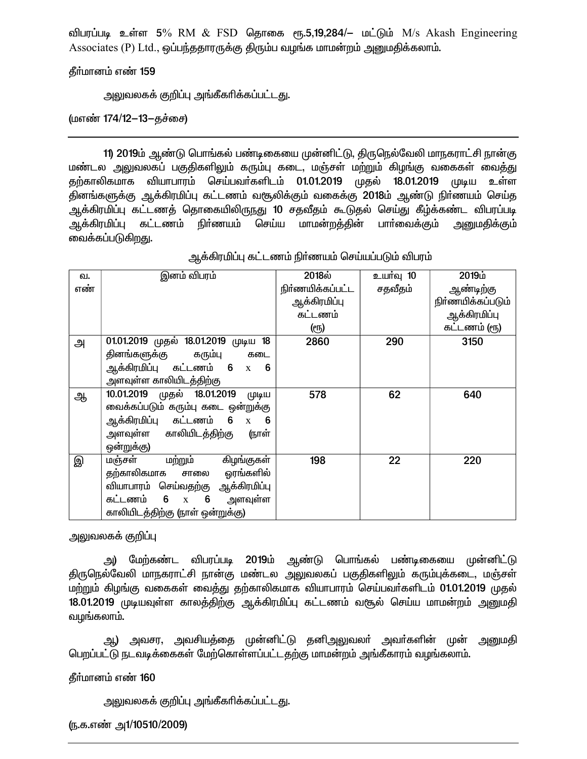விபரப்படி உள்ள 5% RM & FSD தொகை ரூ.5,19,284/– மட்டும் M/s Akash Engineering Associates (P) Ltd., ஒப்பந்ததாரருக்கு திரும்ப வழங்க மாமன்றம் அனுமதிக்கலாம்.

தீர்மானம் எண் 159

அலுவலகக் குறிப்பு அங்கீகரிக்கப்பட்டது.

(மஎண் 174/12–13–தச்சை)

---

**11)** 2019ம் ஆண்டு பொங்கல் பண்டிகையை முன்னிட்டு, திருநெல்வேலி மாநகராட்சி நான்கு மண்டல அலுவலகப் பகுதிகளிலும் கரும்பு கடை, மஞ்சள் மற்றும் கிழங்கு வகைகள் வைத்து தற்காலிகமாக வியாபாரம் செய்பவர்களிடம் 01.01.2019 முதல் 18.01.2019 முடிய உள்ள தினங்களுக்கு ஆக்கிரமிப்பு கட்டணம் வசூலிக்கும் வகைக்கு 2018ம் ஆண்டு நிர்ணயம் செய்த ஆக்கிரமிப்பு கட்டணத் தொகையிலிருந்து 10 சதவீதம் கூடுதல் செய்து கீழ்க்கண்ட விபரப்படி ஆக்கிரமிப்பு கட்டணம் நிர்ணயம் செய்ய மாமன்றத்தின் பார்வைக்கும் அனுமதிக்கும் வைக்கப்படுகிறது.

ஆக்கிரமிப்பு கட்டணம் நிர்ணயம் செய்யப்படும் விபரம்

| வ. எண் | இனம் விபரம் | 2018ல் நிர்ணயிக்கப்பட்ட ஆக்கிரமிப்பு கட்டணம் (ரூ) | உயர்வு 10 சதவீதம் | 2019ம் ஆண்டிற்கு நிர்ணயிக்கப்படும் ஆக்கிரமிப்பு கட்டணம் (ரூ) |
|---|---|---|---|---|
| அ | 01.01.2019 முதல் 18.01.2019 முடிய 18 தினங்களுக்கு கரும்பு கடை ஆக்கிரமிப்பு கட்டணம் 6 x 6 அளவுள்ள காலியிடத்திற்கு | 2860 | 290 | 3150 |
| ஆ | 10.01.2019 முதல் 18.01.2019 முடிய வைக்கப்படும் கரும்பு கடை ஒன்றுக்கு ஆக்கிரமிப்பு கட்டணம் 6 x 6 அளவுள்ள காலியிடத்திற்கு (நாள் ஒன்றுக்கு) | 578 | 62 | 640 |
| இ | மஞ்சள் மற்றும் கிழங்குகள் தற்காலிகமாக சாலை ஓரங்களில் வியாபாரம் செய்வதற்கு ஆக்கிரமிப்பு கட்டணம் 6 x 6 அளவுள்ள காலியிடத்திற்கு (நாள் ஒன்றுக்கு) | 198 | 22 | 220 |

அலுவலகக் குறிப்பு

அ) மேற்கண்ட விபரப்படி 2019ம் ஆண்டு பொங்கல் பண்டிகையை முன்னிட்டு திருநெல்வேலி மாநகராட்சி நான்கு மண்டல அலுவலகப் பகுதிகளிலும் கரும்புக்கடை, மஞ்சள் மற்றும் கிழங்கு வகைகள் வைத்து தற்காலிகமாக வியாபாரம் செய்பவர்களிடம் 01.01.2019 முதல் 18.01.2019 முடியவுள்ள காலத்திற்கு ஆக்கிரமிப்பு கட்டணம் வசூல் செய்ய மாமன்றம் அனுமதி வழங்கலாம்.

ஆ) அவசர, அவசியத்தை முன்னிட்டு தனிஅலுவலர் அவர்களின் முன் அனுமதி பெறப்பட்டு நடவடிக்கைகள் மேற்கொள்ளப்பட்டதற்கு மாமன்றம் அங்கீகாரம் வழங்கலாம்.

தீர்மானம் எண் 160

அலுவலகக் குறிப்பு அங்கீகரிக்கப்பட்டது.

(ந.க.எண் அ1/10510/2009)

---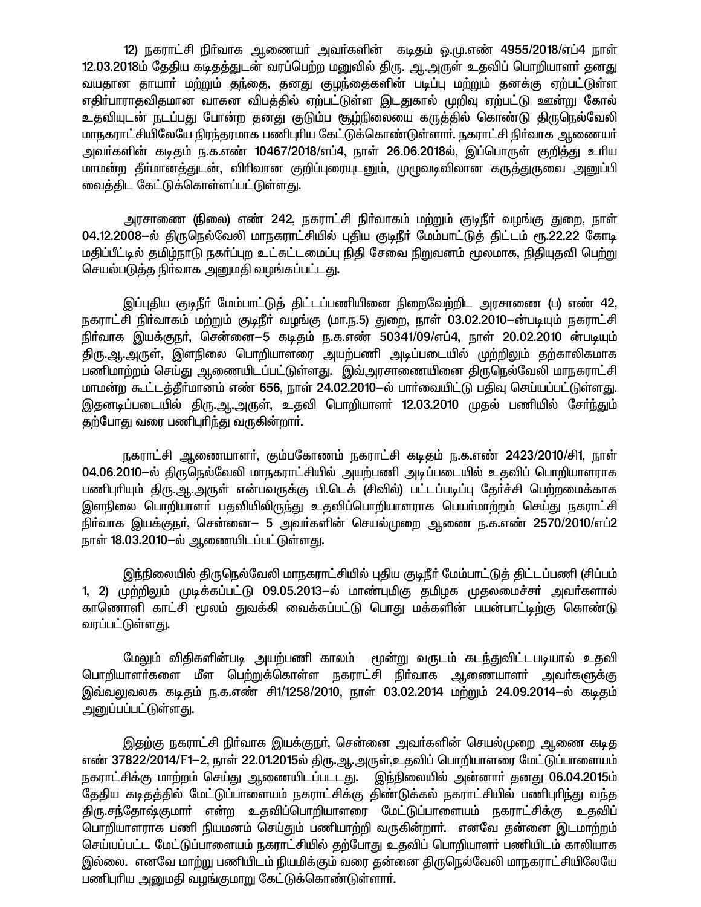12) நகராட்சி நிர்வாக ஆணையர் அவர்களின் கடிதம் ஒ.மு.எண் 4955/2018/எப்4 நாள் 12.03.2018ம் தேதிய கடிதத்துடன் வரப்பெற்ற மனுவில் திரு. ஆ.அருள் உதவிப் பொறியாளர் தனது வயதான தாயார் மற்றும் தந்தை, தனது குழந்தைகளின் படிப்பு மற்றும் தனக்கு ஏற்பட்டுள்ள எதிர்பாராதவிதமான வாகன விபத்தில் ஏற்பட்டுள்ள இடதுகால் முறிவு ஏற்பட்டு ஊன்று கோல் உதவியுடன் நடப்பது போன்ற தனது குடும்ப சூழ்நிலையை கருத்தில் கொண்டு திருநெல்வேலி மாநகராட்சியிலேயே நிரந்தரமாக பணிபுரிய கேட்டுக்கொண்டுள்ளார். நகராட்சி நிர்வாக ஆணையர் அவர்களின் கடிதம் ந.க.எண் 10467/2018/எப்4, நாள் 26.06.2018ல், இப்பொருள் குறித்து உரிய மாமன்ற தீர்மானத்துடன், விரிவான குறிப்புரையுடனும், முழுவடிவிலான கருத்துருவை அனுப்பி வைத்திட கேட்டுக்கொள்ளப்பட்டுள்ளது.

அரசாணை (நிலை) எண் 242, நகராட்சி நிர்வாகம் மற்றும் குடிநீர் வழங்கு துறை, நாள் 04.12.2008–ல் திருநெல்வேலி மாநகராட்சியில் புதிய குடிநீர் மேம்பாட்டுத் திட்டம் ரூ.22.22 கோடி மதிப்பீட்டில் தமிழ்நாடு நகர்ப்புற உட்கட்டமைப்பு நிதி சேவை நிறுவனம் மூலமாக, நிதியுதவி பெற்று செயல்படுத்த நிர்வாக அனுமதி வழங்கப்பட்டது.

இப்புதிய குடிநீர் மேம்பாட்டுத் திட்டப்பணியினை நிறைவேற்றிட அரசாணை (ப) எண் 42, நகராட்சி நிர்வாகம் மற்றும் குடிநீர் வழங்கு (மா.ந.5) துறை, நாள் 03.02.2010–ன்படியும் நகராட்சி நிர்வாக இயக்குநர், சென்னை–5 கடிதம் ந.க.எண் 50341/09/எப்4, நாள் 20.02.2010 ன்படியும் திரு.ஆ.அருள், இளநிலை பொறியாளரை அயற்பணி அடிப்படையில் முற்றிலும் தற்காலிகமாக பணிமாற்றம் செய்து ஆணையிடப்பட்டுள்ளது. இவ்அரசாணையினை திருநெல்வேலி மாநகராட்சி மாமன்ற கூட்டத்தீர்மானம் எண் 656, நாள் 24.02.2010–ல் பார்வையிட்டு பதிவு செய்யப்பட்டுள்ளது. இதனடிப்படையில் திரு.ஆ.அருள், உதவி பொறியாளர் 12.03.2010 முதல் பணியில் சேர்ந்தும் தற்போது வரை பணிபுரிந்து வருகின்றார்.

நகராட்சி ஆணையாளர், கும்பகோணம் நகராட்சி கடிதம் ந.க.எண் 2423/2010/சி1, நாள் 04.06.2010–ல் திருநெல்வேலி மாநகராட்சியில் அயற்பணி அடிப்படையில் உதவிப் பொறியாளராக பணிபுரியும் திரு.ஆ.அருள் என்பவருக்கு பி.டெக் (சிவில்) பட்டப்படிப்பு தேர்ச்சி பெற்றமைக்காக இளநிலை பொறியாளர் பதவியிலிருந்து உதவிப்பொறியாளராக பெயர்மாற்றம் செய்து நகராட்சி நிர்வாக இயக்குநர், சென்னை– 5 அவர்களின் செயல்முறை ஆணை ந.க.எண் 2570/2010/எப்2 நாள் 18.03.2010–ல் ஆணையிடப்பட்டுள்ளது.

இந்நிலையில் திருநெல்வேலி மாநகராட்சியில் புதிய குடிநீர் மேம்பாட்டுத் திட்டப்பணி (சிப்பம் 1, 2) முற்றிலும் முடிக்கப்பட்டு 09.05.2013–ல் மாண்புமிகு தமிழக முதலமைச்சர் அவர்களால் காணொளி காட்சி மூலம் துவக்கி வைக்கப்பட்டு பொது மக்களின் பயன்பாட்டிற்கு கொண்டு வரப்பட்டுள்ளது.

மேலும் விதிகளின்படி அயற்பணி காலம் மூன்று வருடம் கடந்துவிட்டபடியால் உதவி பொறியாளர்களை மீள பெற்றுக்கொள்ள நகராட்சி நிர்வாக ஆணையாளர் அவர்களுக்கு இவ்வலுவலக கடிதம் ந.க.எண் சி1/1258/2010, நாள் 03.02.2014 மற்றும் 24.09.2014–ல் கடிதம் அனுப்பப்பட்டுள்ளது.

இதற்கு நகராட்சி நிர்வாக இயக்குநர், சென்னை அவர்களின் செயல்முறை ஆணை கடித எண் 37822/2014/F1–2, நாள் 22.01.2015ல் திரு.ஆ.அருள்,உதவிப் பொறியாளரை மேட்டுப்பாளையம் நகராட்சிக்கு மாற்றம் செய்து ஆணையிடப்பட்டது. இந்நிலையில் அன்னார் தனது 06.04.2015ம் தேதிய கடிதத்தில் மேட்டுப்பாளையம் நகராட்சிக்கு திண்டுக்கல் நகராட்சியில் பணிபுரிந்து வந்த திரு.சந்தோஷ்குமார் என்ற உதவிப்பொறியாளரை மேட்டுப்பாளையம் நகராட்சிக்கு உதவிப் பொறியாளராக பணி நியமனம் செய்தும் பணியாற்றி வருகின்றார். எனவே தன்னை இடமாற்றம் செய்யப்பட்ட மேட்டுப்பாளையம் நகராட்சியில் தற்போது உதவிப் பொறியாளர் பணியிடம் காலியாக இல்லை. எனவே மாற்று பணியிடம் நியமிக்கும் வரை தன்னை திருநெல்வேலி மாநகராட்சியிலேயே பணிபுரிய அனுமதி வழங்குமாறு கேட்டுக்கொண்டுள்ளார்.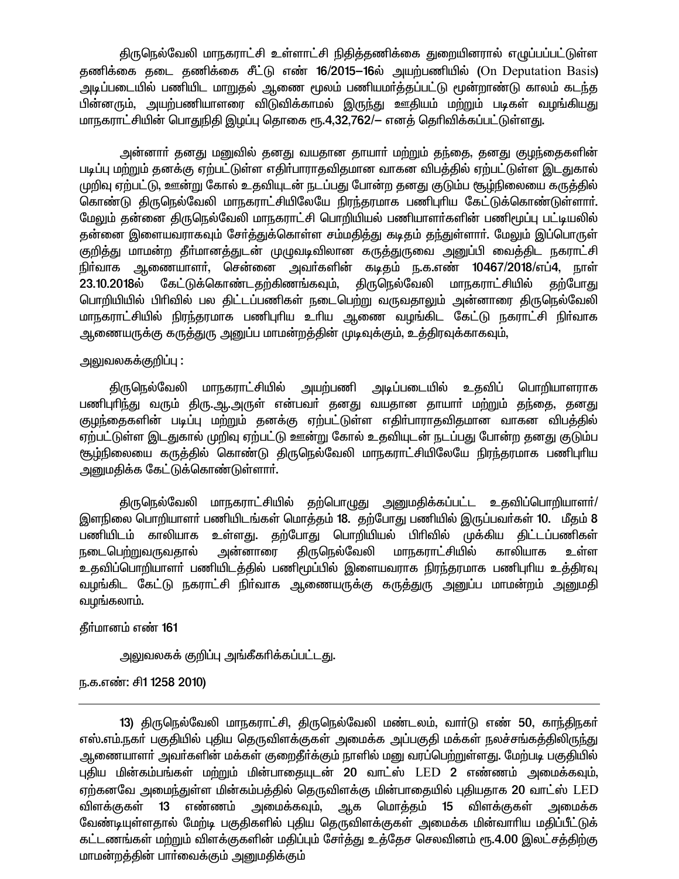திருநெல்வேலி மாநகராட்சி உள்ளாட்சி நிதித்தணிக்கை துறையினரால் எழுப்பப்பட்டுள்ள தணிக்கை தடை தணிக்கை சீட்டு எண் 16/2015–16ல் அயற்பணியில் (On Deputation Basis) அடிப்படையில் பணியிட மாறுதல் ஆணை மூலம் பணியமர்த்தப்பட்டு மூன்றாண்டு காலம் கடந்த பின்னரும், அயற்பணியாளரை விடுவிக்காமல் இருந்து ஊதியம் மற்றும் படிகள் வழங்கியது மாநகராட்சியின் பொதுநிதி இழப்பு தொகை ரூ.4,32,762/– எனத் தெரிவிக்கப்பட்டுள்ளது.

அன்னார் தனது மனுவில் தனது வயதான தாயார் மற்றும் தந்தை, தனது குழந்தைகளின் படிப்பு மற்றும் தனக்கு ஏற்பட்டுள்ள எதிர்பாராதவிதமான வாகன விபத்தில் ஏற்பட்டுள்ள இடதுகால் முறிவு ஏற்பட்டு, ஊன்று கோல் உதவியுடன் நடப்பது போன்ற தனது குடும்ப சூழ்நிலையை கருத்தில் கொண்டு திருநெல்வேலி மாநகராட்சியிலேயே நிரந்தரமாக பணிபுரிய கேட்டுக்கொண்டுள்ளார். மேலும் தன்னை திருநெல்வேலி மாநகராட்சி பொறியியல் பணியாளர்களின் பணிமூப்பு பட்டியலில் தன்னை இளையவராகவும் சேர்த்துக்கொள்ள சம்மதித்து கடிதம் தந்துள்ளார். மேலும் இப்பொருள் குறித்து மாமன்ற தீர்மானத்துடன் முழுவடிவிலான கருத்துருவை அனுப்பி வைத்திட நகராட்சி நிர்வாக ஆணையாளர், சென்னை அவர்களின் கடிதம் ந.க.எண் 10467/2018/எப்4, நாள் 23.10.2018ல் கேட்டுக்கொண்டதற்கிணங்கவும், திருநெல்வேலி மாநகராட்சியில் தற்போது பொறியியில் பிரிவில் பல திட்டப்பணிகள் நடைபெற்று வருவதாலும் அன்னாரை திருநெல்வேலி மாநகராட்சியில் நிரந்தரமாக பணிபுரிய உரிய ஆணை வழங்கிட கேட்டு நகராட்சி நிர்வாக ஆணையருக்கு கருத்துரு அனுப்ப மாமன்றத்தின் முடிவுக்கும், உத்திரவுக்காகவும்,

அலுவலகக்குறிப்பு :

திருநெல்வேலி மாநகராட்சியில் அயற்பணி அடிப்படையில் உதவிப் பொறியாளராக பணிபுரிந்து வரும் திரு.ஆ.அருள் என்பவர் தனது வயதான தாயார் மற்றும் தந்தை, தனது குழந்தைகளின் படிப்பு மற்றும் தனக்கு ஏற்பட்டுள்ள எதிர்பாராதவிதமான வாகன விபத்தில் ஏற்பட்டுள்ள இடதுகால் முறிவு ஏற்பட்டு ஊன்று கோல் உதவியுடன் நடப்பது போன்ற தனது குடும்ப சூழ்நிலையை கருத்தில் கொண்டு திருநெல்வேலி மாநகராட்சியிலேயே நிரந்தரமாக பணிபுரிய அனுமதிக்க கேட்டுக்கொண்டுள்ளார்.

திருநெல்வேலி மாநகராட்சியில் தற்பொழுது அனுமதிக்கப்பட்ட உதவிப்பொறியாளர்/ இளநிலை பொறியாளர் பணியிடங்கள் மொத்தம் 18. தற்போது பணியில் இருப்பவர்கள் 10. மீதம் 8 பணியிடம் காலியாக உள்ளது. தற்போது பொறியியல் பிரிவில் முக்கிய திட்டப்பணிகள் நடைபெற்றுவருவதால் அன்னாரை திருநெல்வேலி மாநகராட்சியில் காலியாக உள்ள உதவிப்பொறியாளர் பணியிடத்தில் பணிமூப்பில் இளையவராக நிரந்தரமாக பணிபுரிய உத்திரவு வழங்கிட கேட்டு நகராட்சி நிர்வாக ஆணையருக்கு கருத்துரு அனுப்ப மாமன்றம் அனுமதி வழங்கலாம்.

தீர்மானம் எண் 161

அலுவலகக் குறிப்பு அங்கீகரிக்கப்பட்டது.

ந.க.எண்: சி1 1258 2010)

---

13) திருநெல்வேலி மாநகராட்சி, திருநெல்வேலி மண்டலம், வார்டு எண் 50, காந்திநகர் எஸ்.எம்.நகர் பகுதியில் புதிய தெருவிளக்குகள் அமைக்க அப்பகுதி மக்கள் நலச்சங்கத்திலிருந்து ஆணையாளர் அவர்களின் மக்கள் குறைதீர்க்கும் நாளில் மனு வரப்பெற்றுள்ளது. மேற்படி பகுதியில் புதிய மின்கம்பங்கள் மற்றும் மின்பாதையுடன் 20 வாட்ஸ் LED 2 எண்ணம் அமைக்கவும், ஏற்கனவே அமைந்துள்ள மின்கம்பத்தில் தெருவிளக்கு மின்பாதையில் புதியதாக 20 வாட்ஸ் LED விளக்குகள் 13 எண்ணம் அமைக்கவும், ஆக மொத்தம் 15 விளக்குகள் அமைக்க வேண்டியுள்ளதால் மேற்டி பகுதிகளில் புதிய தெருவிளக்குகள் அமைக்க மின்வாரிய மதிப்பீட்டுக் கட்டணங்கள் மற்றும் விளக்குகளின் மதிப்பும் சேர்த்து உத்தேச செலவினம் ரூ.4.00 இலட்சத்திற்கு மாமன்றத்தின் பார்வைக்கும் அனுமதிக்கும்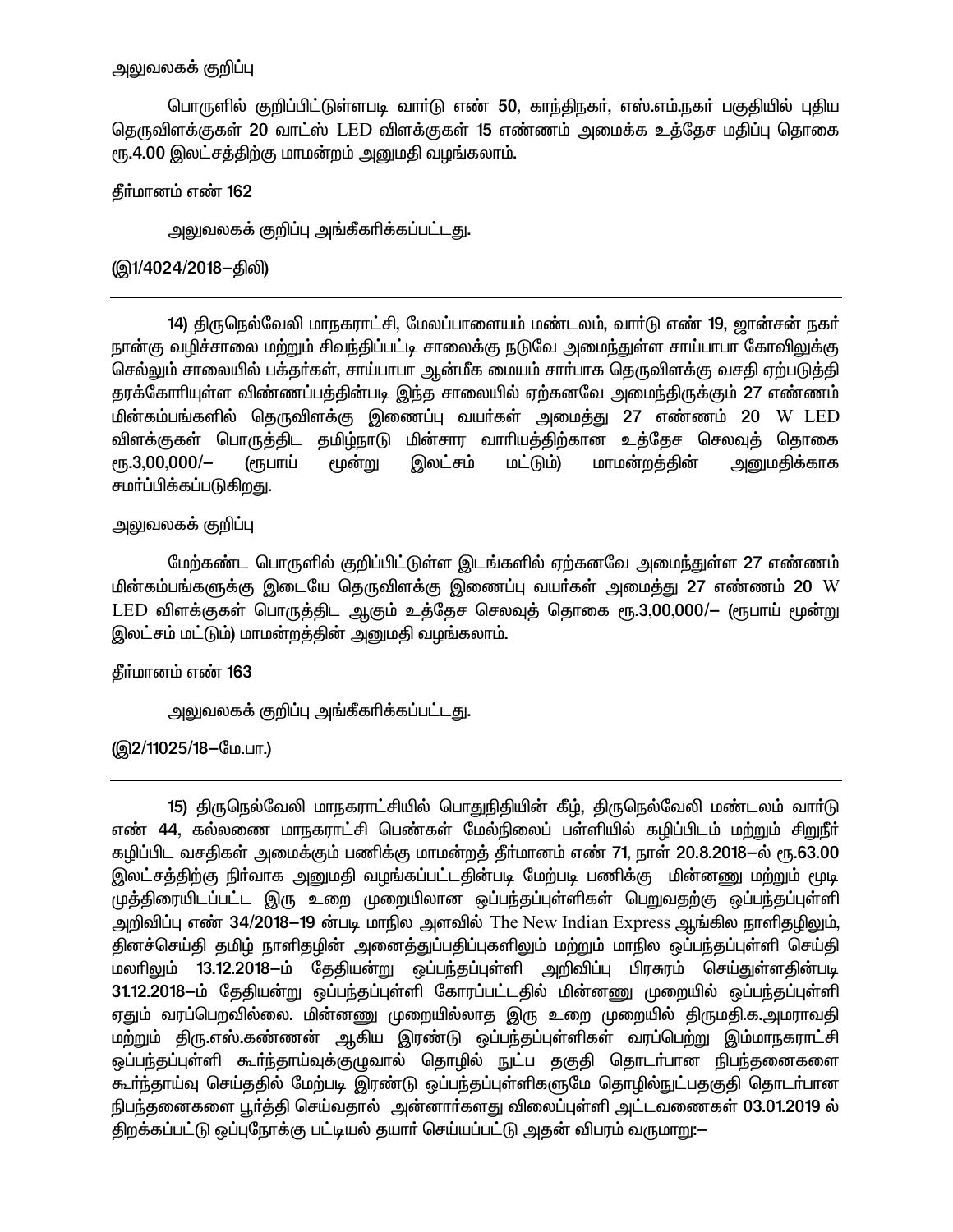அலுவலகக் குறிப்பு

பொருளில் குறிப்பிட்டுள்ளபடி வார்டு எண் 50, காந்திநகர், எஸ்.எம்.நகர் பகுதியில் புதிய தெருவிளக்குகள் 20 வாட்ஸ் LED விளக்குகள் 15 எண்ணம் அமைக்க உத்தேச மதிப்பு தொகை ரூ.4.00 இலட்சத்திற்கு மாமன்றம் அனுமதி வழங்கலாம்.

தீர்மானம் எண் 162

அலுவலகக் குறிப்பு அங்கீகரிக்கப்பட்டது.

(இ1/4024/2018–திலி)

---

14) திருநெல்வேலி மாநகராட்சி, மேலப்பாளையம் மண்டலம், வார்டு எண் 19, ஜான்சன் நகர் நான்கு வழிச்சாலை மற்றும் சிவந்திப்பட்டி சாலைக்கு நடுவே அமைந்துள்ள சாய்பாபா கோவிலுக்கு செல்லும் சாலையில் பக்தர்கள், சாய்பாபா ஆன்மீக மையம் சார்பாக தெருவிளக்கு வசதி ஏற்படுத்தி தரக்கோரியுள்ள விண்ணபத்தின்படி இந்த சாலையில் ஏற்கனவே அமைந்திருக்கும் 27 எண்ணம் மின்கம்பங்களில் தெருவிளக்கு இணைப்பு வயர்கள் அமைத்து 27 எண்ணம் 20 W LED விளக்குகள் பொருத்திட தமிழ்நாடு மின்சார வாரியத்திற்கான உத்தேச செலவுத் தொகை ரூ.3,00,000/– (ரூபாய் மூன்று இலட்சம் மட்டும்) மாமன்றத்தின் அனுமதிக்காக சமர்ப்பிக்கப்படுகிறது.

அலுவலகக் குறிப்பு

மேற்கண்ட பொருளில் குறிப்பிட்டுள்ள இடங்களில் ஏற்கனவே அமைந்துள்ள 27 எண்ணம் மின்கம்பங்களுக்கு இடையே தெருவிளக்கு இணைப்பு வயர்கள் அமைத்து 27 எண்ணம் 20 W LED விளக்குகள் பொருத்திட ஆகும் உத்தேச செலவுத் தொகை ரூ.3,00,000/– (ரூபாய் மூன்று இலட்சம் மட்டும்) மாமன்றத்தின் அனுமதி வழங்கலாம்.

தீர்மானம் எண் 163

அலுவலகக் குறிப்பு அங்கீகரிக்கப்பட்டது.

(இ2/11025/18–மே.பா.)

---

15) திருநெல்வேலி மாநகராட்சியில் பொதுநிதியின் கீழ், திருநெல்வேலி மண்டலம் வார்டு எண் 44, கல்லணை மாநகராட்சி பெண்கள் மேல்நிலைப் பள்ளியில் கழிப்பிடம் மற்றும் சிறுநீர் கழிப்பிட வசதிகள் அமைக்கும் பணிக்கு மாமன்றத் தீர்மானம் எண் 71, நாள் 20.8.2018–ல் ரூ.63.00 இலட்சத்திற்கு நிர்வாக அனுமதி வழங்கப்பட்டதின்படி மேற்படி பணிக்கு மின்னணு மற்றும் மூடி முத்திரையிடப்பட்ட இரு உறை முறையிலான ஒப்பந்தப்புள்ளிகள் பெறுவதற்கு ஒப்பந்தப்புள்ளி அறிவிப்பு எண் 34/2018–19 ன்படி மாநில அளவில் The New Indian Express ஆங்கில நாளிதழிலும், தினச்செய்தி தமிழ் நாளிதழின் அனைத்துப்பதிப்புகளிலும் மற்றும் மாநில ஒப்பந்தப்புள்ளி செய்தி மலரிலும் 13.12.2018–ம் தேதியன்று ஒப்பந்தப்புள்ளி அறிவிப்பு பிரசுரம் செய்துள்ளதின்படி 31.12.2018–ம் தேதியன்று ஒப்பந்தப்புள்ளி கோரப்பட்டதில் மின்னணு முறையில் ஒப்பந்தப்புள்ளி ஏதும் வரப்பெறவில்லை. மின்னணு முறையில்லாத இரு உறை முறையில் திருமதி.க.அமராவதி மற்றும் திரு.எஸ்.கண்ணன் ஆகிய இரண்டு ஒப்பந்தப்புள்ளிகள் வரப்பெற்று இம்மாநகராட்சி ஒப்பந்தப்புள்ளி கூர்ந்தாய்வுக்குழுவால் தொழில் நுட்ப தகுதி தொடர்பான நிபந்தனைகளை கூர்ந்தாய்வு செய்ததில் மேற்படி இரண்டு ஒப்பந்தப்புள்ளிகளுமே தொழில்நுட்பதகுதி தொடர்பான நிபந்தனைகளை பூர்த்தி செய்வதால் அன்னார்களது விலைப்புள்ளி அட்டவணைகள் 03.01.2019 ல் திறக்கப்பட்டு ஒப்புநோக்கு பட்டியல் தயார் செய்யப்பட்டு அதன் விபரம் வருமாறு:–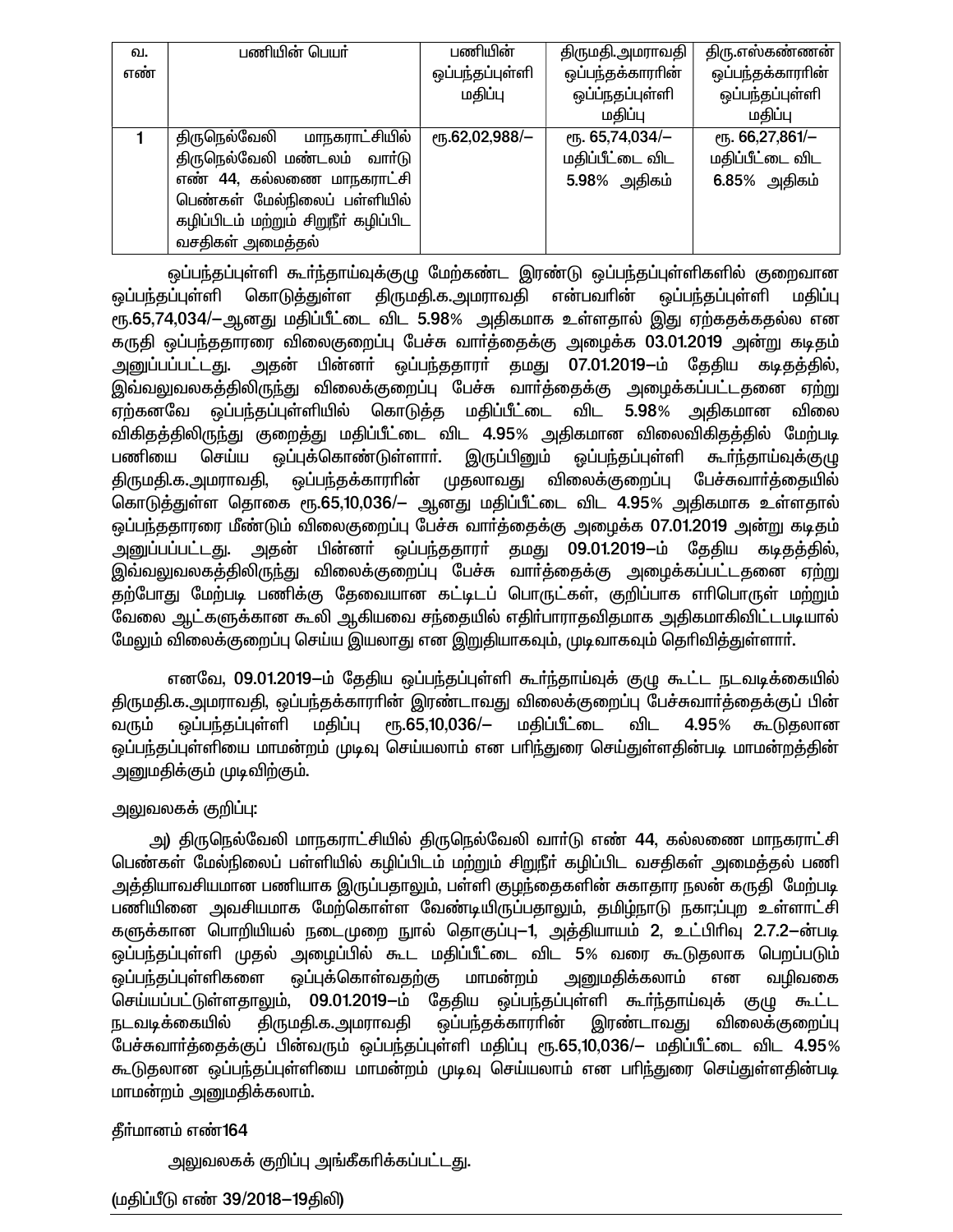| வ. எண் | பணியின் பெயர் | பணியின் ஒப்பந்தப்புள்ளி மதிப்பு | திருமதி.அமராவதி ஒப்பந்தக்காரரின் ஒப்பந்தப்புள்ளி மதிப்பு | திரு.எஸ்கண்ணன் ஒப்பந்தக்காரரின் ஒப்பந்தப்புள்ளி மதிப்பு |
|---|---|---|---|---|
| 1 | திருநெல்வேலி மாநகராட்சியில் திருநெல்வேலி மண்டலம் வார்டு எண் 44, கல்லணை மாநகராட்சி பெண்கள் மேல்நிலைப் பள்ளியில் கழிப்பிடம் மற்றும் சிறுநீர் கழிப்பிட வசதிகள் அமைத்தல் | ரூ.62,02,988/– | ரூ. 65,74,034/– மதிப்பீட்டை விட 5.98% அதிகம் | ரூ. 66,27,861/– மதிப்பீட்டை விட 6.85% அதிகம் |

ஒப்பந்தப்புள்ளி கூர்ந்தாய்வுக்குழு மேற்கண்ட இரண்டு ஒப்பந்தப்புள்ளிகளில் குறைவான ஒப்பந்தப்புள்ளி கொடுத்துள்ள திருமதி.க.அமராவதி என்பவரின் ஒப்பந்தப்புள்ளி மதிப்பு ரூ.65,74,034/–ஆனது மதிப்பீட்டை விட 5.98% அதிகமாக உள்ளதால் இது ஏற்கதக்கதல்ல என கருதி ஒப்பந்ததாரரை விலைகுறைப்பு பேச்சு வார்த்தைக்கு அழைக்க 03.01.2019 அன்று கடிதம் அனுப்பப்பட்டது. அதன் பின்னர் ஒப்பந்ததாரர் தமது 07.01.2019–ம் தேதிய கடிதத்தில், இவ்வலுவலகத்திலிருந்து விலைக்குறைப்பு பேச்சு வார்த்தைக்கு அழைக்கப்பட்டதனை ஏற்று ஏற்கனவே ஒப்பந்தப்புள்ளியில் கொடுத்த மதிப்பீட்டை விட 5.98% அதிகமான விலை விகிதத்திலிருந்து குறைத்து மதிப்பீட்டை விட 4.95% அதிகமான விலைவிகிதத்தில் மேற்படி பணியை செய்ய ஒப்புக்கொண்டுள்ளார். இருப்பினும் ஒப்பந்தப்புள்ளி கூர்ந்தாய்வுக்குழு திருமதி.க.அமராவதி, ஒப்பந்தக்காரரின் முதலாவது விலைக்குறைப்பு பேச்சுவார்த்தையில் கொடுத்துள்ள தொகை ரூ.65,10,036/– ஆனது மதிப்பீட்டை விட 4.95% அதிகமாக உள்ளதால் ஒப்பந்ததாரரை மீண்டும் விலைகுறைப்பு பேச்சு வார்த்தைக்கு அழைக்க 07.01.2019 அன்று கடிதம் அனுப்பப்பட்டது. அதன் பின்னர் ஒப்பந்ததாரர் தமது 09.01.2019–ம் தேதிய கடிதத்தில், இவ்வலுவலகத்திலிருந்து விலைக்குறைப்பு பேச்சு வார்த்தைக்கு அழைக்கப்பட்டதனை ஏற்று தற்போது மேற்படி பணிக்கு தேவையான கட்டிடப் பொருட்கள், குறிப்பாக எரிபொருள் மற்றும் வேலை ஆட்களுக்கான கூலி ஆகியவை சந்தையில் எதிர்பாராதவிதமாக அதிகமாகிவிட்டபடியால் மேலும் விலைக்குறைப்பு செய்ய இயலாது என இறுதியாகவும், முடிவாகவும் தெரிவித்துள்ளார்.

எனவே, 09.01.2019–ம் தேதிய ஒப்பந்தப்புள்ளி கூர்ந்தாய்வுக் குழு கூட்ட நடவடிக்கையில் திருமதி.க.அமராவதி, ஒப்பந்தக்காரரின் இரண்டாவது விலைக்குறைப்பு பேச்சுவார்த்தைக்குப் பின் வரும் ஒப்பந்தப்புள்ளி மதிப்பு ரூ.65,10,036/– மதிப்பீட்டை விட 4.95% கூடுதலான ஒப்பந்தப்புள்ளியை மாமன்றம் முடிவு செய்யலாம் என பரிந்துரை செய்துள்ளதின்படி மாமன்றத்தின் அனுமதிக்கும் முடிவிற்கும்.

அலுவலகக் குறிப்பு:

அ) திருநெல்வேலி மாநகராட்சியில் திருநெல்வேலி வார்டு எண் 44, கல்லணை மாநகராட்சி பெண்கள் மேல்நிலைப் பள்ளியில் கழிப்பிடம் மற்றும் சிறுநீர் கழிப்பிட வசதிகள் அமைத்தல் பணி அத்தியாவசியமான பணியாக இருப்பதாலும், பள்ளி குழந்தைகளின் சுகாதார நலன் கருதி மேற்படி பணியினை அவசியமாக மேற்கொள்ள வேண்டியிருப்பதாலும், தமிழ்நாடு நகா;ப்புற உள்ளாட்சி களுக்கான பொறியியல் நடைமுறை நூல் தொகுப்பு–1, அத்தியாயம் 2, உட்பிரிவு 2.7.2–ன்படி ஒப்பந்தப்புள்ளி முதல் அழைப்பில் கூட மதிப்பீட்டை விட 5% வரை கூடுதலாக பெறப்படும் ஒப்பந்தப்புள்ளிகளை ஒப்புக்கொள்வதற்கு மாமன்றம் அனுமதிக்கலாம் என வழிவகை செய்யப்பட்டுள்ளதாலும், 09.01.2019–ம் தேதிய ஒப்பந்தப்புள்ளி கூர்ந்தாய்வுக் குழு கூட்ட நடவடிக்கையில் திருமதி.க.அமராவதி ஒப்பந்தக்காரரின் இரண்டாவது விலைக்குறைப்பு பேச்சுவார்த்தைக்குப் பின்வரும் ஒப்பந்தப்புள்ளி மதிப்பு ரூ.65,10,036/– மதிப்பீட்டை விட 4.95% கூடுதலான ஒப்பந்தப்புள்ளியை மாமன்றம் முடிவு செய்யலாம் என பரிந்துரை செய்துள்ளதின்படி மாமன்றம் அனுமதிக்கலாம்.

தீர்மானம் எண்164

அலுவலகக் குறிப்பு அங்கீகரிக்கப்பட்டது.

(மதிப்பீடு எண் 39/2018–19திலி)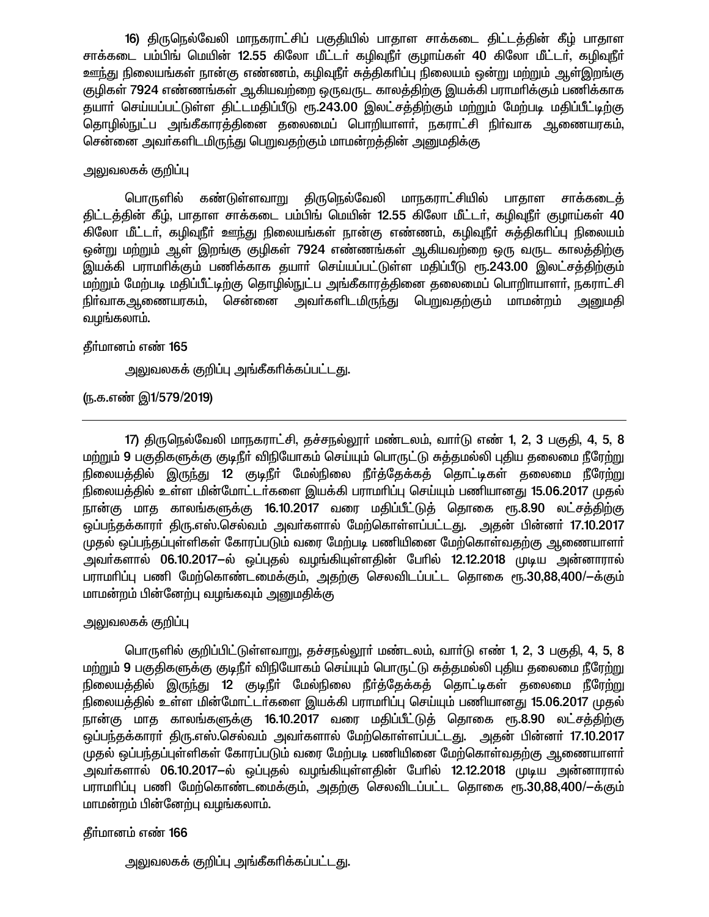**16)** திருநெல்வேலி மாநகராட்சிப் பகுதியில் பாதாள சாக்கடை திட்டத்தின் கீழ் பாதாள சாக்கடை பம்பிங் மெயின் 12.55 கிலோ மீட்டர் கழிவுநீர் குழாய்கள் 40 கிலோ மீட்டர், கழிவுநீர் ஊந்து நிலையங்கள் நான்கு எண்ணம், கழிவுநீர் சுத்திகரிப்பு நிலையம் ஒன்று மற்றும் ஆள்இறங்கு குழிகள் 7924 எண்ணங்கள் ஆகியவற்றை ஒருவருட காலத்திற்கு இயக்கி பராமரிக்கும் பணிக்காக தயார் செய்யப்பட்டுள்ள திட்டமதிப்பீடு ரூ.243.00 இலட்சத்திற்கும் மற்றும் மேற்படி மதிப்பீட்டிற்கு தொழில்நுட்ப அங்கீகாரத்தினை தலைமைப் பொறியாளர், நகராட்சி நிர்வாக ஆணையரகம், சென்னை அவர்களிடமிருந்து பெறுவதற்கும் மாமன்றத்தின் அனுமதிக்கு

அலுவலகக் குறிப்பு

பொருளில் கண்டுள்ளவாறு திருநெல்வேலி மாநகராட்சியில் பாதாள சாக்கடைத் திட்டத்தின் கீழ், பாதாள சாக்கடை பம்பிங் மெயின் 12.55 கிலோ மீட்டர், கழிவுநீர் குழாய்கள் 40 கிலோ மீட்டர், கழிவுநீர் ஊந்து நிலையங்கள் நான்கு எண்ணம், கழிவுநீர் சுத்திகரிப்பு நிலையம் ஒன்று மற்றும் ஆள் இறங்கு குழிகள் 7924 எண்ணங்கள் ஆகியவற்றை ஒரு வருட காலத்திற்கு இயக்கி பராமரிக்கும் பணிக்காக தயார் செய்யப்பட்டுள்ள மதிப்பீடு ரூ.243.00 இலட்சத்திற்கும் மற்றும் மேற்படி மதிப்பீட்டிற்கு தொழில்நுட்ப அங்கீகாரத்தினை தலைமைப் பொறியாளர், நகராட்சி நிர்வாகஆணையரகம், சென்னை அவர்களிடமிருந்து பெறுவதற்கும் மாமன்றம் அனுமதி வழங்கலாம்.

தீர்மானம் எண் 165

அலுவலகக் குறிப்பு அங்கீகரிக்கப்பட்டது.

(ந.க.எண் இ1/579/2019)

---

**17)** திருநெல்வேலி மாநகராட்சி, தச்சநல்லூர் மண்டலம், வார்டு எண் 1, 2, 3 பகுதி, 4, 5, 8 மற்றும் 9 பகுதிகளுக்கு குடிநீர் விநியோகம் செய்யும் பொருட்டு சுத்தமல்லி புதிய தலைமை நீரேற்று நிலையத்தில் இருந்து 12 குடிநீர் மேல்நிலை நீர்த்தேக்கத் தொட்டிகள் தலைமை நீரேற்று நிலையத்தில் உள்ள மின்மோட்டர்களை இயக்கி பராமரிப்பு செய்யும் பணியானது 15.06.2017 முதல் நான்கு மாத காலங்களுக்கு 16.10.2017 வரை மதிப்பீட்டுத் தொகை ரூ.8.90 லட்சத்திற்கு ஒப்பந்தக்காரர் திரு.எஸ்.செல்வம் அவர்களால் மேற்கொள்ளப்பட்டது. அதன் பின்னர் 17.10.2017 முதல் ஒப்பந்தப்புள்ளிகள் கோரப்படும் வரை மேற்படி பணியினை மேற்கொள்வதற்கு ஆணையாளர் அவர்களால் 06.10.2017–ல் ஒப்புதல் வழங்கியுள்ளதின் பேரில் 12.12.2018 முடிய அன்னாரால் பராமரிப்பு பணி மேற்கொண்டமைக்கும், அதற்கு செலவிடப்பட்ட தொகை ரூ.30,88,400/–க்கும் மாமன்றம் பின்னேற்பு வழங்கவும் அனுமதிக்கு

அலுவலகக் குறிப்பு

பொருளில் குறிப்பிட்டுள்ளவாறு, தச்சநல்லூர் மண்டலம், வார்டு எண் 1, 2, 3 பகுதி, 4, 5, 8 மற்றும் 9 பகுதிகளுக்கு குடிநீர் விநியோகம் செய்யும் பொருட்டு சுத்தமல்லி புதிய தலைமை நீரேற்று நிலையத்தில் இருந்து 12 குடிநீர் மேல்நிலை நீர்த்தேக்கத் தொட்டிகள் தலைமை நீரேற்று நிலையத்தில் உள்ள மின்மோட்டர்களை இயக்கி பராமரிப்பு செய்யும் பணியானது 15.06.2017 முதல் நான்கு மாத காலங்களுக்கு 16.10.2017 வரை மதிப்பீட்டுத் தொகை ரூ.8.90 லட்சத்திற்கு ஒப்பந்தக்காரர் திரு.எஸ்.செல்வம் அவர்களால் மேற்கொள்ளப்பட்டது. அதன் பின்னர் 17.10.2017 முதல் ஒப்பந்தப்புள்ளிகள் கோரப்படும் வரை மேற்படி பணியினை மேற்கொள்வதற்கு ஆணையாளர் அவர்களால் 06.10.2017–ல் ஒப்புதல் வழங்கியுள்ளதின் பேரில் 12.12.2018 முடிய அன்னாரால் பராமரிப்பு பணி மேற்கொண்டமைக்கும், அதற்கு செலவிடப்பட்ட தொகை ரூ.30,88,400/–க்கும் மாமன்றம் பின்னேற்பு வழங்கலாம்.

தீர்மானம் எண் 166

அலுவலகக் குறிப்பு அங்கீகரிக்கப்பட்டது.